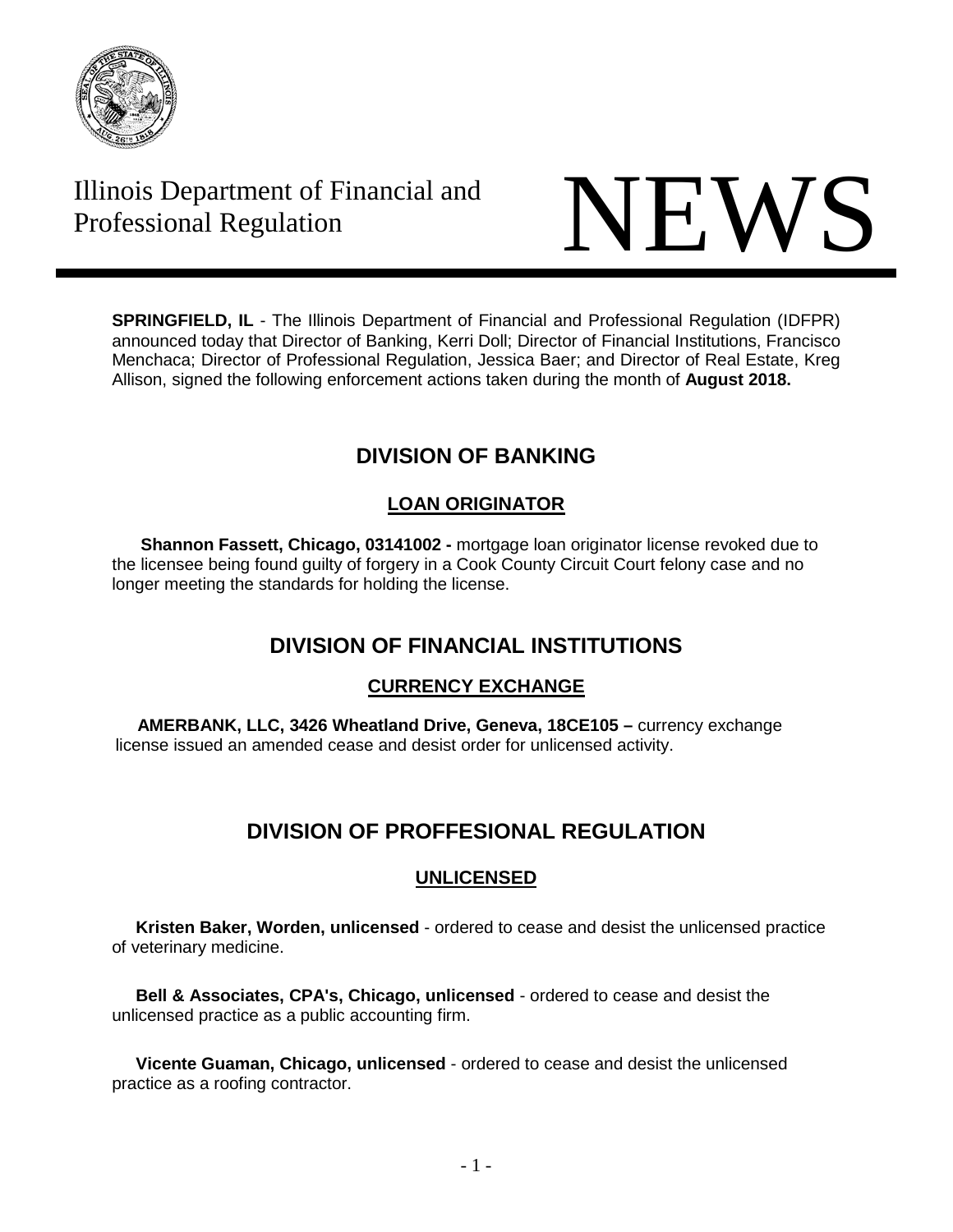Illinois Department of Financial and Professional Regulation

# NEWS

**SPRINGFIELD, IL** - The Illinois Department of Financial and Professional Regulation (IDFPR) announced today that Director of Banking, Kerri Doll; Director of Financial Institutions, Francisco Menchaca; Director of Professional Regulation, Jessica Baer; and Director of Real Estate, Kreg Allison, signed the following enforcement actions taken during the month of **August 2018.**

## DIVISION OF BANKING

### LOAN ORIGINATOR

**Shannon Fassett, Chicago, 03141002 -** mortgage loan originator license revoked due to the licensee being found guilty of forgery in a Cook County Circuit Court felony case and no longer meeting the standards for holding the license.

## DIVISION OF FINANCIAL INSTITUTIONS

### CURRENCY EXCHANGE

**AMERBANK, LLC, 3426 Wheatland Drive, Geneva, 18CE105 –** currency exchange license issued an amended cease and desist order for unlicensed activity.

## DIVISION OF PROFFESIONAL REGULATION

### UNLICENSED

**Kristen Baker, Worden, unlicensed** - ordered to cease and desist the unlicensed practice of veterinary medicine.

**Bell & Associates, CPA's, Chicago, unlicensed** - ordered to cease and desist the unlicensed practice as a public accounting firm.

**Vicente Guaman, Chicago, unlicensed** - ordered to cease and desist the unlicensed practice as a roofing contractor.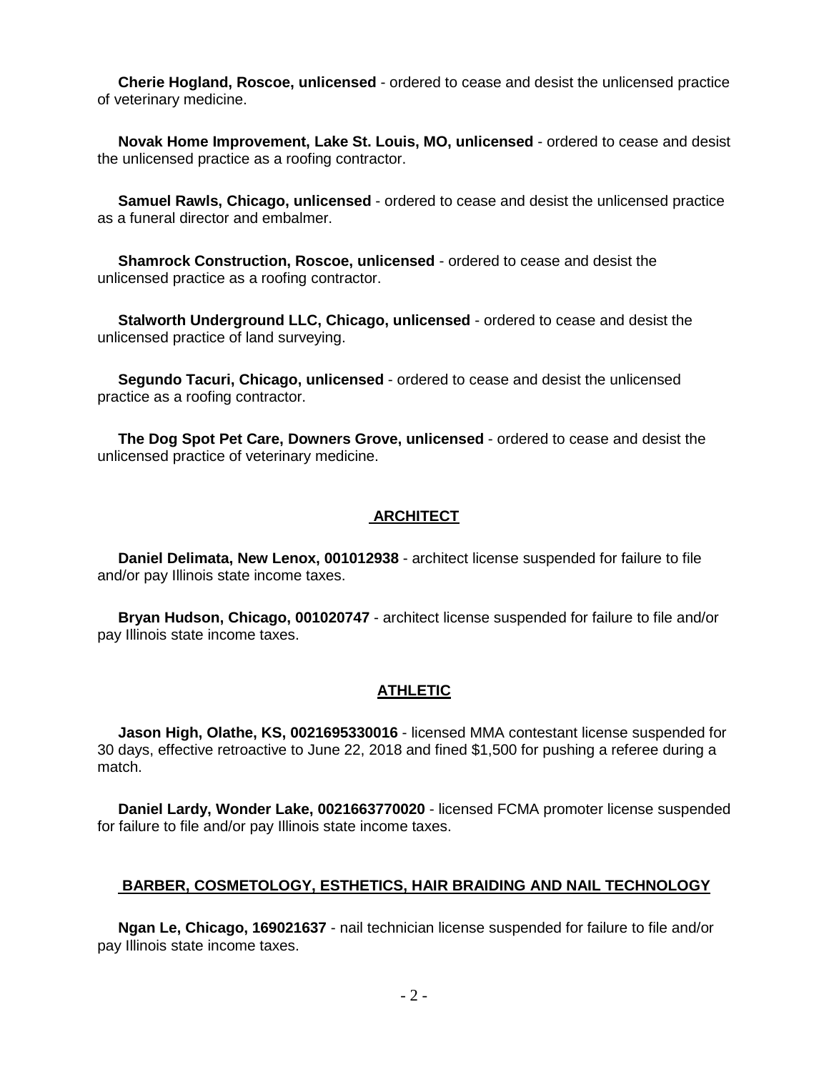**Cherie Hogland, Roscoe, unlicensed** - ordered to cease and desist the unlicensed practice of veterinary medicine.

**Novak Home Improvement, Lake St. Louis, MO, unlicensed** - ordered to cease and desist the unlicensed practice as a roofing contractor.

**Samuel Rawls, Chicago, unlicensed** - ordered to cease and desist the unlicensed practice as a funeral director and embalmer.

**Shamrock Construction, Roscoe, unlicensed** - ordered to cease and desist the unlicensed practice as a roofing contractor.

**Stalworth Underground LLC, Chicago, unlicensed** - ordered to cease and desist the unlicensed practice of land surveying.

**Segundo Tacuri, Chicago, unlicensed** - ordered to cease and desist the unlicensed practice as a roofing contractor.

**The Dog Spot Pet Care, Downers Grove, unlicensed** - ordered to cease and desist the unlicensed practice of veterinary medicine.

## ARCHITECT

**Daniel Delimata, New Lenox, 001012938** - architect license suspended for failure to file and/or pay Illinois state income taxes.

**Bryan Hudson, Chicago, 001020747** - architect license suspended for failure to file and/or pay Illinois state income taxes.

## ATHLETIC

**Jason High, Olathe, KS, 0021695330016** - licensed MMA contestant license suspended for 30 days, effective retroactive to June 22, 2018 and fined $1,500 for pushing a referee during a match.

**Daniel Lardy, Wonder Lake, 0021663770020** - licensed FCMA promoter license suspended for failure to file and/or pay Illinois state income taxes.

## BARBER, COSMETOLOGY, ESTHETICS, HAIR BRAIDING AND NAIL TECHNOLOGY

**Ngan Le, Chicago, 169021637** - nail technician license suspended for failure to file and/or pay Illinois state income taxes.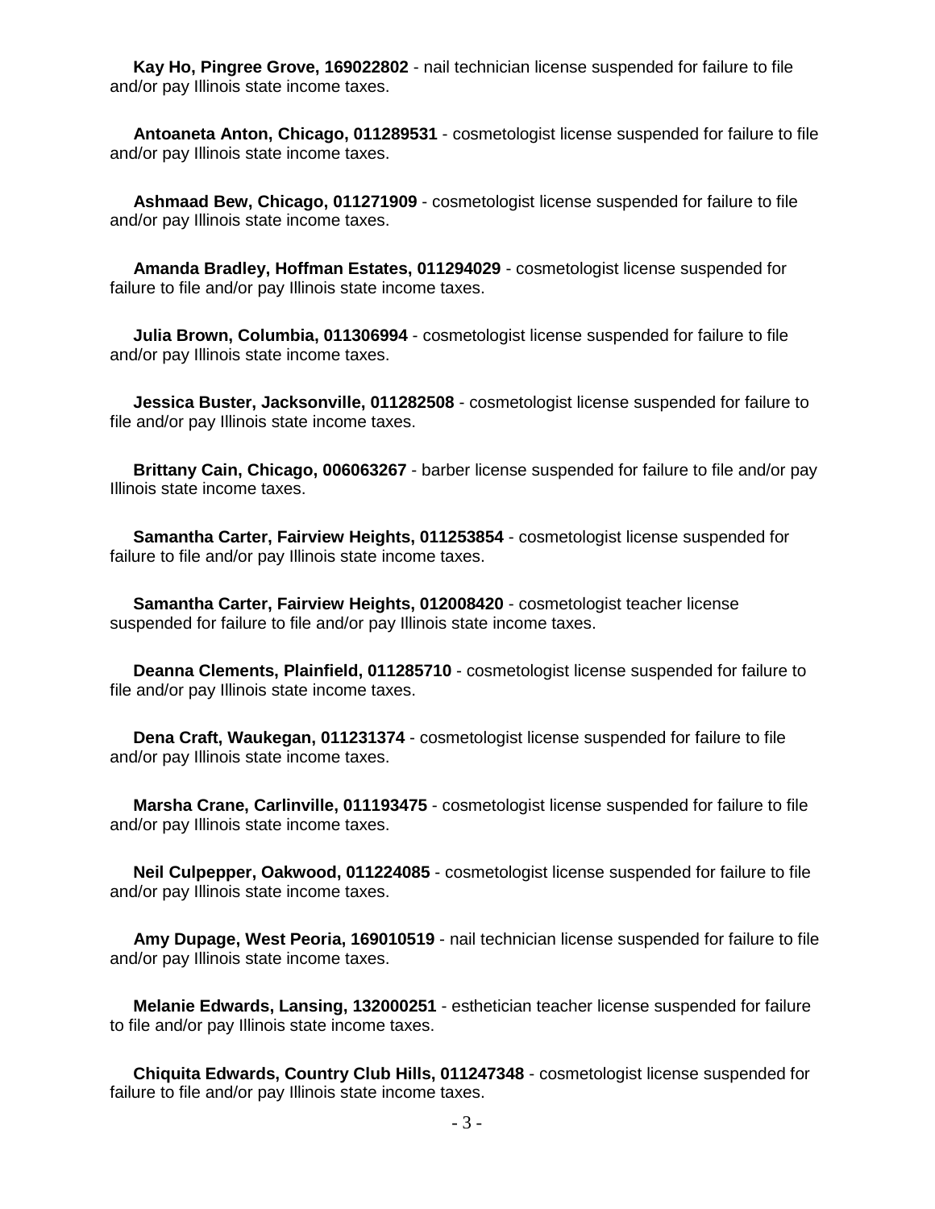**Kay Ho, Pingree Grove, 169022802** - nail technician license suspended for failure to file and/or pay Illinois state income taxes.

**Antoaneta Anton, Chicago, 011289531** - cosmetologist license suspended for failure to file and/or pay Illinois state income taxes.

**Ashmaad Bew, Chicago, 011271909** - cosmetologist license suspended for failure to file and/or pay Illinois state income taxes.

**Amanda Bradley, Hoffman Estates, 011294029** - cosmetologist license suspended for failure to file and/or pay Illinois state income taxes.

**Julia Brown, Columbia, 011306994** - cosmetologist license suspended for failure to file and/or pay Illinois state income taxes.

**Jessica Buster, Jacksonville, 011282508** - cosmetologist license suspended for failure to file and/or pay Illinois state income taxes.

**Brittany Cain, Chicago, 006063267** - barber license suspended for failure to file and/or pay Illinois state income taxes.

**Samantha Carter, Fairview Heights, 011253854** - cosmetologist license suspended for failure to file and/or pay Illinois state income taxes.

**Samantha Carter, Fairview Heights, 012008420** - cosmetologist teacher license suspended for failure to file and/or pay Illinois state income taxes.

**Deanna Clements, Plainfield, 011285710** - cosmetologist license suspended for failure to file and/or pay Illinois state income taxes.

**Dena Craft, Waukegan, 011231374** - cosmetologist license suspended for failure to file and/or pay Illinois state income taxes.

**Marsha Crane, Carlinville, 011193475** - cosmetologist license suspended for failure to file and/or pay Illinois state income taxes.

**Neil Culpepper, Oakwood, 011224085** - cosmetologist license suspended for failure to file and/or pay Illinois state income taxes.

**Amy Dupage, West Peoria, 169010519** - nail technician license suspended for failure to file and/or pay Illinois state income taxes.

**Melanie Edwards, Lansing, 132000251** - esthetician teacher license suspended for failure to file and/or pay Illinois state income taxes.

**Chiquita Edwards, Country Club Hills, 011247348** - cosmetologist license suspended for failure to file and/or pay Illinois state income taxes.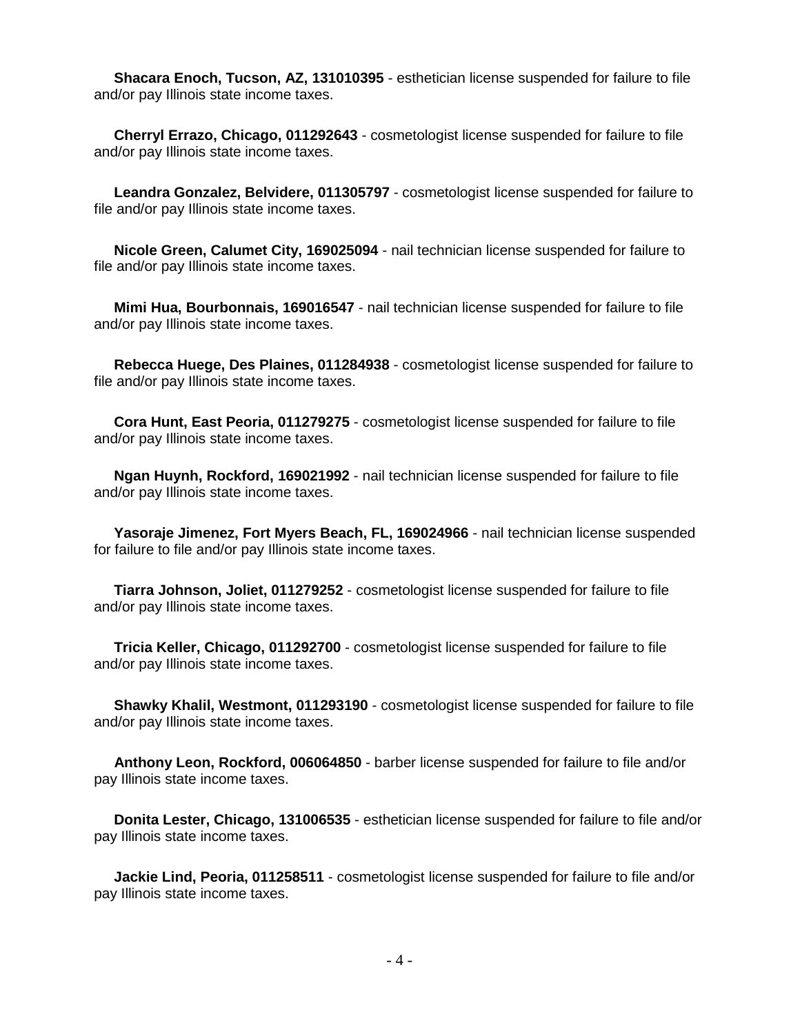**Shacara Enoch, Tucson, AZ, 131010395** - esthetician license suspended for failure to file and/or pay Illinois state income taxes.

**Cherryl Errazo, Chicago, 011292643** - cosmetologist license suspended for failure to file and/or pay Illinois state income taxes.

**Leandra Gonzalez, Belvidere, 011305797** - cosmetologist license suspended for failure to file and/or pay Illinois state income taxes.

**Nicole Green, Calumet City, 169025094** - nail technician license suspended for failure to file and/or pay Illinois state income taxes.

**Mimi Hua, Bourbonnais, 169016547** - nail technician license suspended for failure to file and/or pay Illinois state income taxes.

**Rebecca Huege, Des Plaines, 011284938** - cosmetologist license suspended for failure to file and/or pay Illinois state income taxes.

**Cora Hunt, East Peoria, 011279275** - cosmetologist license suspended for failure to file and/or pay Illinois state income taxes.

**Ngan Huynh, Rockford, 169021992** - nail technician license suspended for failure to file and/or pay Illinois state income taxes.

**Yasoraje Jimenez, Fort Myers Beach, FL, 169024966** - nail technician license suspended for failure to file and/or pay Illinois state income taxes.

**Tiarra Johnson, Joliet, 011279252** - cosmetologist license suspended for failure to file and/or pay Illinois state income taxes.

**Tricia Keller, Chicago, 011292700** - cosmetologist license suspended for failure to file and/or pay Illinois state income taxes.

**Shawky Khalil, Westmont, 011293190** - cosmetologist license suspended for failure to file and/or pay Illinois state income taxes.

**Anthony Leon, Rockford, 006064850** - barber license suspended for failure to file and/or pay Illinois state income taxes.

**Donita Lester, Chicago, 131006535** - esthetician license suspended for failure to file and/or pay Illinois state income taxes.

**Jackie Lind, Peoria, 011258511** - cosmetologist license suspended for failure to file and/or pay Illinois state income taxes.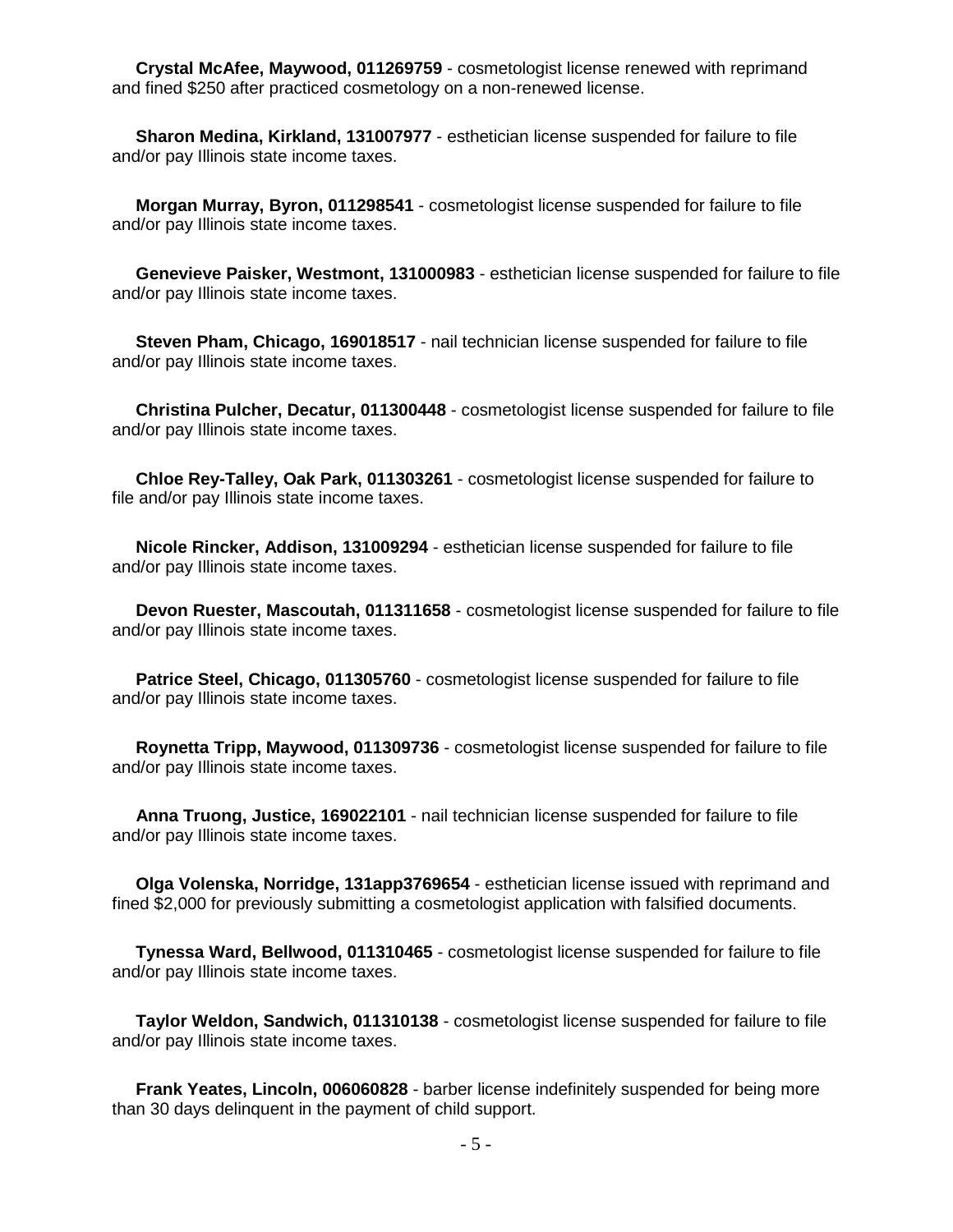**Crystal McAfee, Maywood, 011269759** - cosmetologist license renewed with reprimand and fined $250 after practiced cosmetology on a non-renewed license.

**Sharon Medina, Kirkland, 131007977** - esthetician license suspended for failure to file and/or pay Illinois state income taxes.

**Morgan Murray, Byron, 011298541** - cosmetologist license suspended for failure to file and/or pay Illinois state income taxes.

**Genevieve Paisker, Westmont, 131000983** - esthetician license suspended for failure to file and/or pay Illinois state income taxes.

**Steven Pham, Chicago, 169018517** - nail technician license suspended for failure to file and/or pay Illinois state income taxes.

**Christina Pulcher, Decatur, 011300448** - cosmetologist license suspended for failure to file and/or pay Illinois state income taxes.

**Chloe Rey-Talley, Oak Park, 011303261** - cosmetologist license suspended for failure to file and/or pay Illinois state income taxes.

**Nicole Rincker, Addison, 131009294** - esthetician license suspended for failure to file and/or pay Illinois state income taxes.

**Devon Ruester, Mascoutah, 011311658** - cosmetologist license suspended for failure to file and/or pay Illinois state income taxes.

**Patrice Steel, Chicago, 011305760** - cosmetologist license suspended for failure to file and/or pay Illinois state income taxes.

**Roynetta Tripp, Maywood, 011309736** - cosmetologist license suspended for failure to file and/or pay Illinois state income taxes.

**Anna Truong, Justice, 169022101** - nail technician license suspended for failure to file and/or pay Illinois state income taxes.

**Olga Volenska, Norridge, 131app3769654** - esthetician license issued with reprimand and fined $2,000 for previously submitting a cosmetologist application with falsified documents.

**Tynessa Ward, Bellwood, 011310465** - cosmetologist license suspended for failure to file and/or pay Illinois state income taxes.

**Taylor Weldon, Sandwich, 011310138** - cosmetologist license suspended for failure to file and/or pay Illinois state income taxes.

**Frank Yeates, Lincoln, 006060828** - barber license indefinitely suspended for being more than 30 days delinquent in the payment of child support.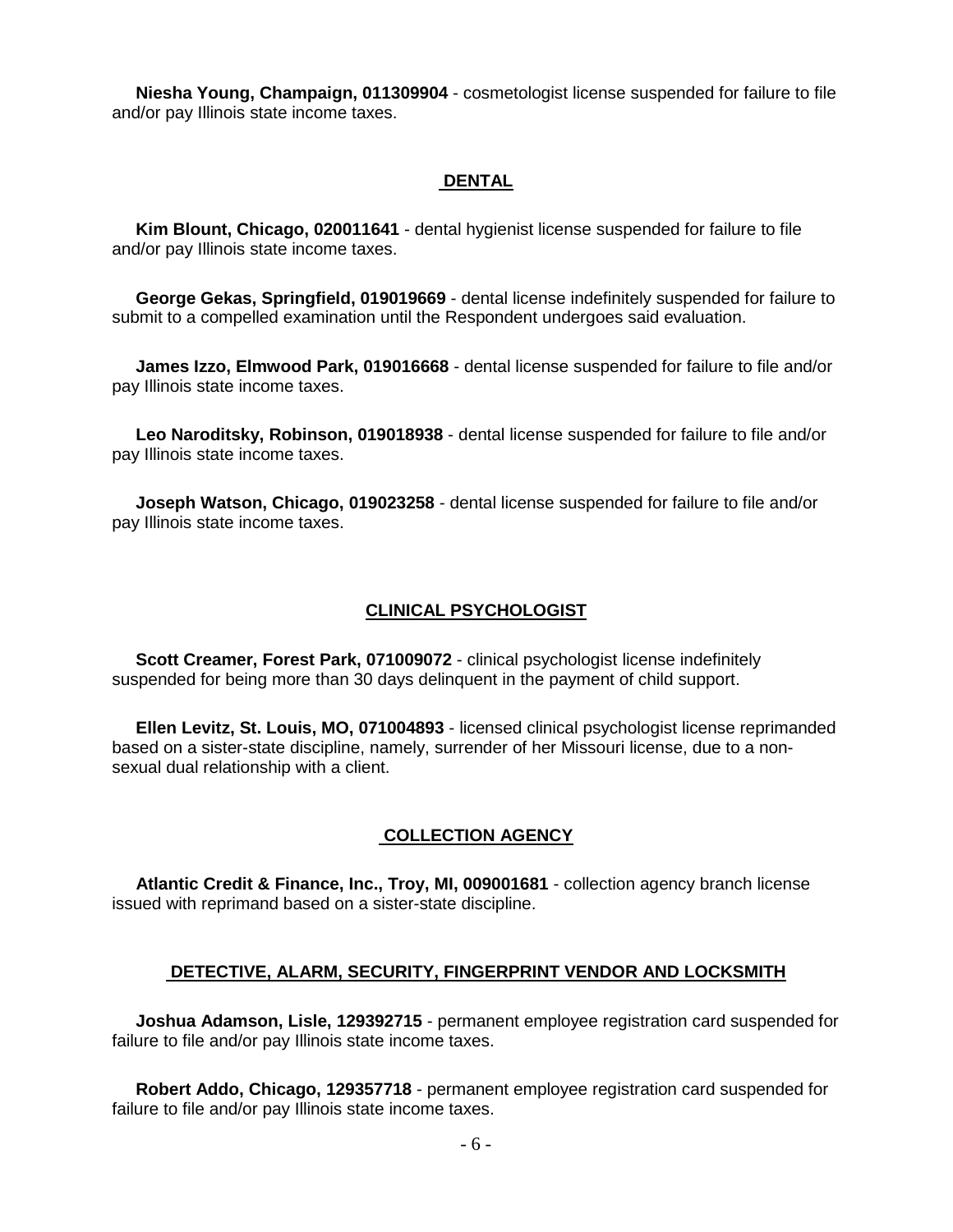**Niesha Young, Champaign, 011309904** - cosmetologist license suspended for failure to file and/or pay Illinois state income taxes.

## DENTAL

**Kim Blount, Chicago, 020011641** - dental hygienist license suspended for failure to file and/or pay Illinois state income taxes.

**George Gekas, Springfield, 019019669** - dental license indefinitely suspended for failure to submit to a compelled examination until the Respondent undergoes said evaluation.

**James Izzo, Elmwood Park, 019016668** - dental license suspended for failure to file and/or pay Illinois state income taxes.

**Leo Naroditsky, Robinson, 019018938** - dental license suspended for failure to file and/or pay Illinois state income taxes.

**Joseph Watson, Chicago, 019023258** - dental license suspended for failure to file and/or pay Illinois state income taxes.

## CLINICAL PSYCHOLOGIST

**Scott Creamer, Forest Park, 071009072** - clinical psychologist license indefinitely suspended for being more than 30 days delinquent in the payment of child support.

**Ellen Levitz, St. Louis, MO, 071004893** - licensed clinical psychologist license reprimanded based on a sister-state discipline, namely, surrender of her Missouri license, due to a non-sexual dual relationship with a client.

## COLLECTION AGENCY

**Atlantic Credit & Finance, Inc., Troy, MI, 009001681** - collection agency branch license issued with reprimand based on a sister-state discipline.

## DETECTIVE, ALARM, SECURITY, FINGERPRINT VENDOR AND LOCKSMITH

**Joshua Adamson, Lisle, 129392715** - permanent employee registration card suspended for failure to file and/or pay Illinois state income taxes.

**Robert Addo, Chicago, 129357718** - permanent employee registration card suspended for failure to file and/or pay Illinois state income taxes.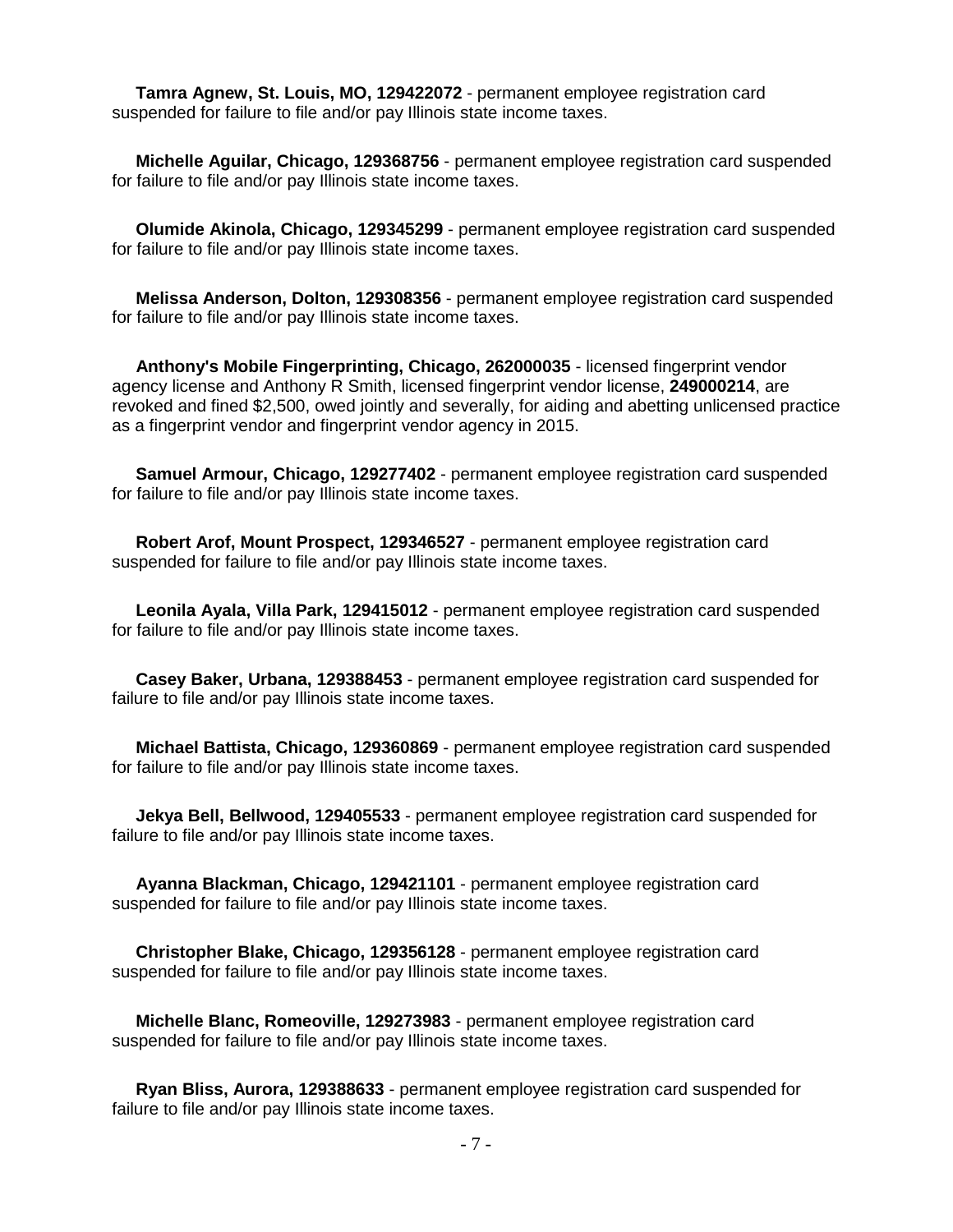**Tamra Agnew, St. Louis, MO, 129422072** - permanent employee registration card suspended for failure to file and/or pay Illinois state income taxes.

**Michelle Aguilar, Chicago, 129368756** - permanent employee registration card suspended for failure to file and/or pay Illinois state income taxes.

**Olumide Akinola, Chicago, 129345299** - permanent employee registration card suspended for failure to file and/or pay Illinois state income taxes.

**Melissa Anderson, Dolton, 129308356** - permanent employee registration card suspended for failure to file and/or pay Illinois state income taxes.

**Anthony's Mobile Fingerprinting, Chicago, 262000035** - licensed fingerprint vendor agency license and Anthony R Smith, licensed fingerprint vendor license, **249000214**, are revoked and fined $2,500, owed jointly and severally, for aiding and abetting unlicensed practice as a fingerprint vendor and fingerprint vendor agency in 2015.

**Samuel Armour, Chicago, 129277402** - permanent employee registration card suspended for failure to file and/or pay Illinois state income taxes.

**Robert Arof, Mount Prospect, 129346527** - permanent employee registration card suspended for failure to file and/or pay Illinois state income taxes.

**Leonila Ayala, Villa Park, 129415012** - permanent employee registration card suspended for failure to file and/or pay Illinois state income taxes.

**Casey Baker, Urbana, 129388453** - permanent employee registration card suspended for failure to file and/or pay Illinois state income taxes.

**Michael Battista, Chicago, 129360869** - permanent employee registration card suspended for failure to file and/or pay Illinois state income taxes.

**Jekya Bell, Bellwood, 129405533** - permanent employee registration card suspended for failure to file and/or pay Illinois state income taxes.

**Ayanna Blackman, Chicago, 129421101** - permanent employee registration card suspended for failure to file and/or pay Illinois state income taxes.

**Christopher Blake, Chicago, 129356128** - permanent employee registration card suspended for failure to file and/or pay Illinois state income taxes.

**Michelle Blanc, Romeoville, 129273983** - permanent employee registration card suspended for failure to file and/or pay Illinois state income taxes.

**Ryan Bliss, Aurora, 129388633** - permanent employee registration card suspended for failure to file and/or pay Illinois state income taxes.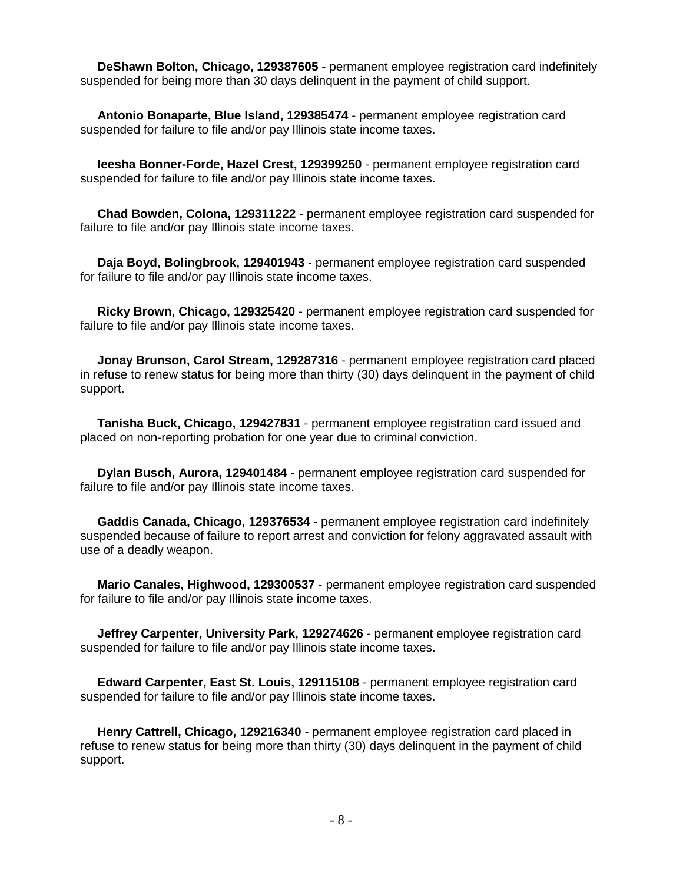**DeShawn Bolton, Chicago, 129387605** - permanent employee registration card indefinitely suspended for being more than 30 days delinquent in the payment of child support.

**Antonio Bonaparte, Blue Island, 129385474** - permanent employee registration card suspended for failure to file and/or pay Illinois state income taxes.

**Ieesha Bonner-Forde, Hazel Crest, 129399250** - permanent employee registration card suspended for failure to file and/or pay Illinois state income taxes.

**Chad Bowden, Colona, 129311222** - permanent employee registration card suspended for failure to file and/or pay Illinois state income taxes.

**Daja Boyd, Bolingbrook, 129401943** - permanent employee registration card suspended for failure to file and/or pay Illinois state income taxes.

**Ricky Brown, Chicago, 129325420** - permanent employee registration card suspended for failure to file and/or pay Illinois state income taxes.

**Jonay Brunson, Carol Stream, 129287316** - permanent employee registration card placed in refuse to renew status for being more than thirty (30) days delinquent in the payment of child support.

**Tanisha Buck, Chicago, 129427831** - permanent employee registration card issued and placed on non-reporting probation for one year due to criminal conviction.

**Dylan Busch, Aurora, 129401484** - permanent employee registration card suspended for failure to file and/or pay Illinois state income taxes.

**Gaddis Canada, Chicago, 129376534** - permanent employee registration card indefinitely suspended because of failure to report arrest and conviction for felony aggravated assault with use of a deadly weapon.

**Mario Canales, Highwood, 129300537** - permanent employee registration card suspended for failure to file and/or pay Illinois state income taxes.

**Jeffrey Carpenter, University Park, 129274626** - permanent employee registration card suspended for failure to file and/or pay Illinois state income taxes.

**Edward Carpenter, East St. Louis, 129115108** - permanent employee registration card suspended for failure to file and/or pay Illinois state income taxes.

**Henry Cattrell, Chicago, 129216340** - permanent employee registration card placed in refuse to renew status for being more than thirty (30) days delinquent in the payment of child support.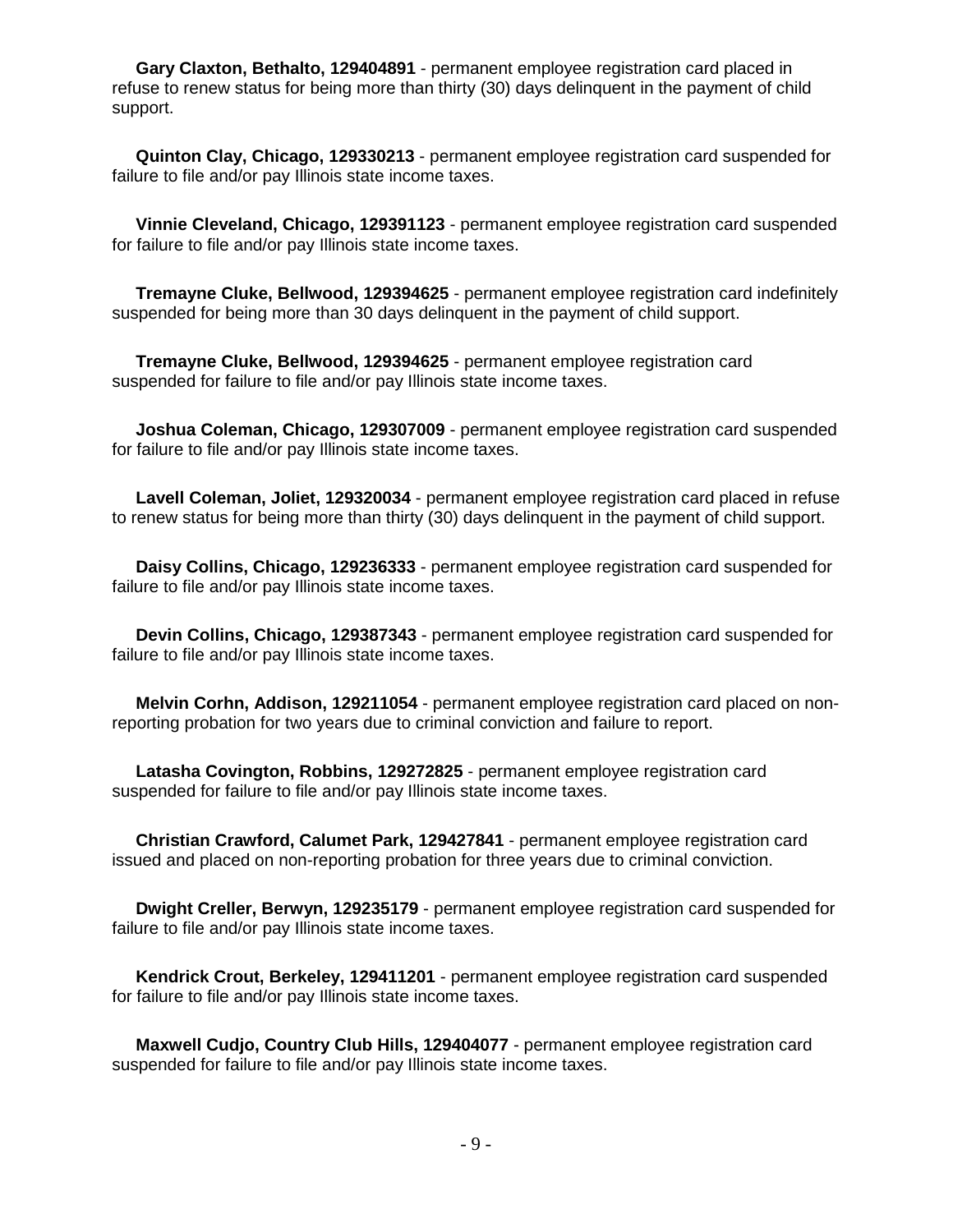**Gary Claxton, Bethalto, 129404891** - permanent employee registration card placed in refuse to renew status for being more than thirty (30) days delinquent in the payment of child support.

**Quinton Clay, Chicago, 129330213** - permanent employee registration card suspended for failure to file and/or pay Illinois state income taxes.

**Vinnie Cleveland, Chicago, 129391123** - permanent employee registration card suspended for failure to file and/or pay Illinois state income taxes.

**Tremayne Cluke, Bellwood, 129394625** - permanent employee registration card indefinitely suspended for being more than 30 days delinquent in the payment of child support.

**Tremayne Cluke, Bellwood, 129394625** - permanent employee registration card suspended for failure to file and/or pay Illinois state income taxes.

**Joshua Coleman, Chicago, 129307009** - permanent employee registration card suspended for failure to file and/or pay Illinois state income taxes.

**Lavell Coleman, Joliet, 129320034** - permanent employee registration card placed in refuse to renew status for being more than thirty (30) days delinquent in the payment of child support.

**Daisy Collins, Chicago, 129236333** - permanent employee registration card suspended for failure to file and/or pay Illinois state income taxes.

**Devin Collins, Chicago, 129387343** - permanent employee registration card suspended for failure to file and/or pay Illinois state income taxes.

**Melvin Corhn, Addison, 129211054** - permanent employee registration card placed on non-reporting probation for two years due to criminal conviction and failure to report.

**Latasha Covington, Robbins, 129272825** - permanent employee registration card suspended for failure to file and/or pay Illinois state income taxes.

**Christian Crawford, Calumet Park, 129427841** - permanent employee registration card issued and placed on non-reporting probation for three years due to criminal conviction.

**Dwight Creller, Berwyn, 129235179** - permanent employee registration card suspended for failure to file and/or pay Illinois state income taxes.

**Kendrick Crout, Berkeley, 129411201** - permanent employee registration card suspended for failure to file and/or pay Illinois state income taxes.

**Maxwell Cudjo, Country Club Hills, 129404077** - permanent employee registration card suspended for failure to file and/or pay Illinois state income taxes.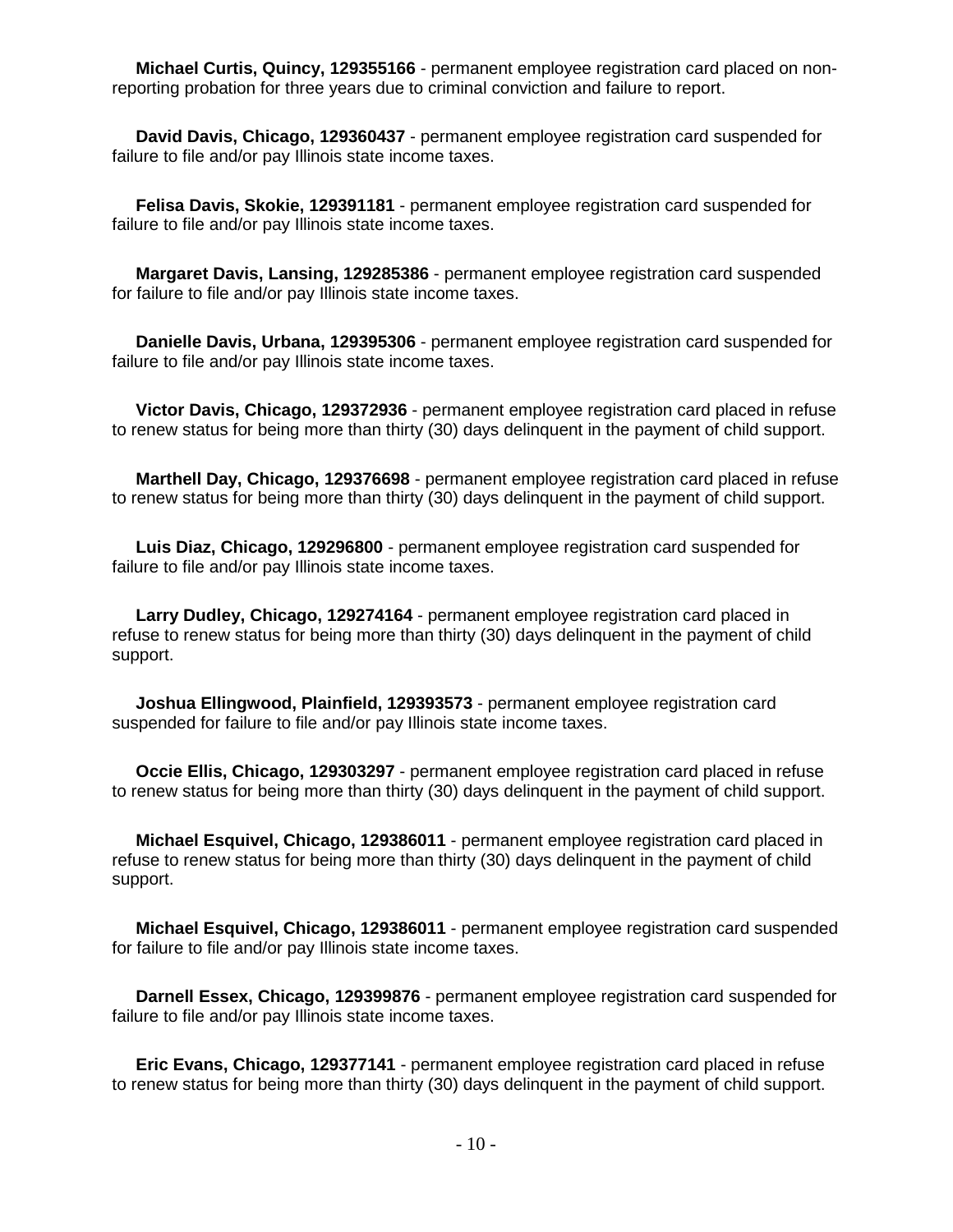**Michael Curtis, Quincy, 129355166** - permanent employee registration card placed on non-reporting probation for three years due to criminal conviction and failure to report.

**David Davis, Chicago, 129360437** - permanent employee registration card suspended for failure to file and/or pay Illinois state income taxes.

**Felisa Davis, Skokie, 129391181** - permanent employee registration card suspended for failure to file and/or pay Illinois state income taxes.

**Margaret Davis, Lansing, 129285386** - permanent employee registration card suspended for failure to file and/or pay Illinois state income taxes.

**Danielle Davis, Urbana, 129395306** - permanent employee registration card suspended for failure to file and/or pay Illinois state income taxes.

**Victor Davis, Chicago, 129372936** - permanent employee registration card placed in refuse to renew status for being more than thirty (30) days delinquent in the payment of child support.

**Marthell Day, Chicago, 129376698** - permanent employee registration card placed in refuse to renew status for being more than thirty (30) days delinquent in the payment of child support.

**Luis Diaz, Chicago, 129296800** - permanent employee registration card suspended for failure to file and/or pay Illinois state income taxes.

**Larry Dudley, Chicago, 129274164** - permanent employee registration card placed in refuse to renew status for being more than thirty (30) days delinquent in the payment of child support.

**Joshua Ellingwood, Plainfield, 129393573** - permanent employee registration card suspended for failure to file and/or pay Illinois state income taxes.

**Occie Ellis, Chicago, 129303297** - permanent employee registration card placed in refuse to renew status for being more than thirty (30) days delinquent in the payment of child support.

**Michael Esquivel, Chicago, 129386011** - permanent employee registration card placed in refuse to renew status for being more than thirty (30) days delinquent in the payment of child support.

**Michael Esquivel, Chicago, 129386011** - permanent employee registration card suspended for failure to file and/or pay Illinois state income taxes.

**Darnell Essex, Chicago, 129399876** - permanent employee registration card suspended for failure to file and/or pay Illinois state income taxes.

**Eric Evans, Chicago, 129377141** - permanent employee registration card placed in refuse to renew status for being more than thirty (30) days delinquent in the payment of child support.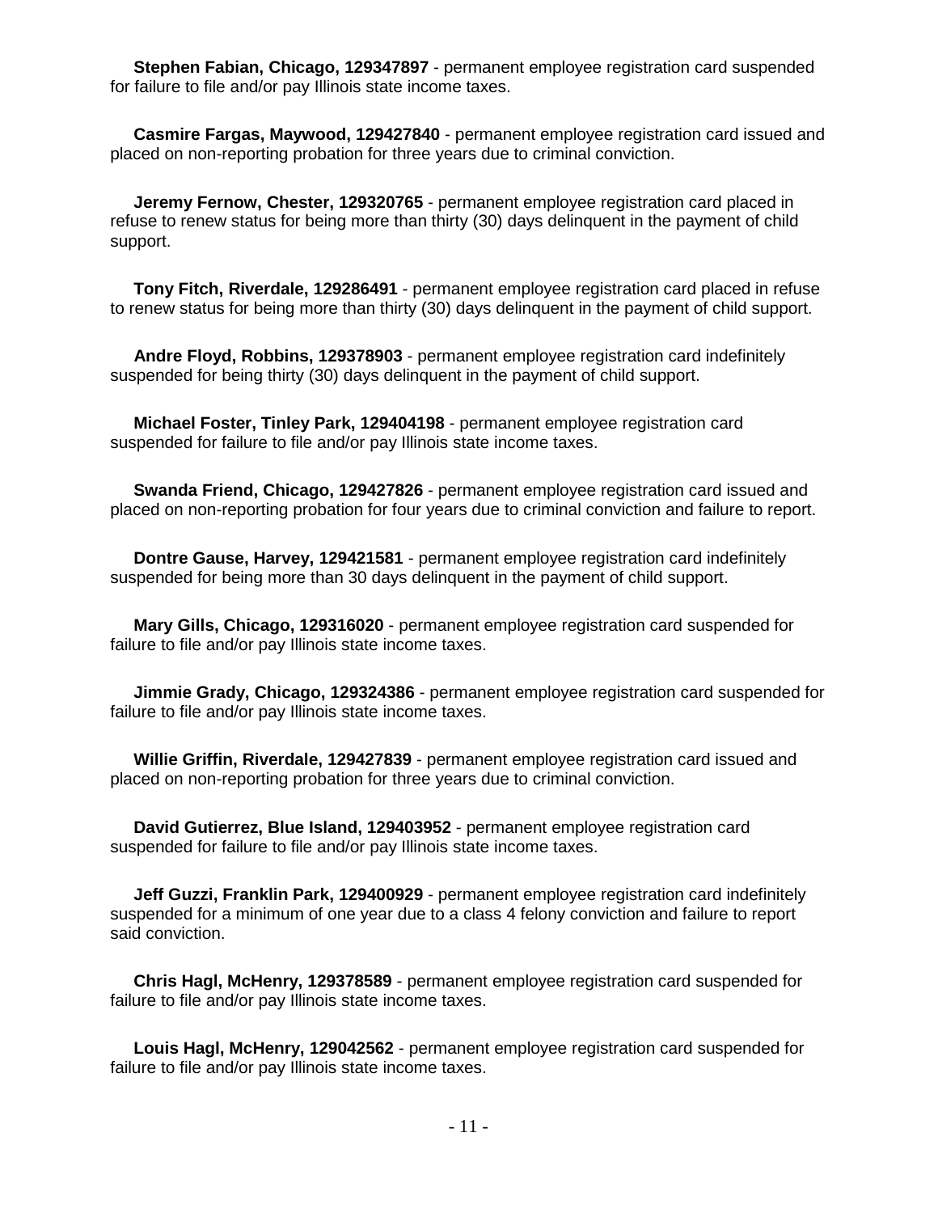**Stephen Fabian, Chicago, 129347897** - permanent employee registration card suspended for failure to file and/or pay Illinois state income taxes.

**Casmire Fargas, Maywood, 129427840** - permanent employee registration card issued and placed on non-reporting probation for three years due to criminal conviction.

**Jeremy Fernow, Chester, 129320765** - permanent employee registration card placed in refuse to renew status for being more than thirty (30) days delinquent in the payment of child support.

**Tony Fitch, Riverdale, 129286491** - permanent employee registration card placed in refuse to renew status for being more than thirty (30) days delinquent in the payment of child support.

**Andre Floyd, Robbins, 129378903** - permanent employee registration card indefinitely suspended for being thirty (30) days delinquent in the payment of child support.

**Michael Foster, Tinley Park, 129404198** - permanent employee registration card suspended for failure to file and/or pay Illinois state income taxes.

**Swanda Friend, Chicago, 129427826** - permanent employee registration card issued and placed on non-reporting probation for four years due to criminal conviction and failure to report.

**Dontre Gause, Harvey, 129421581** - permanent employee registration card indefinitely suspended for being more than 30 days delinquent in the payment of child support.

**Mary Gills, Chicago, 129316020** - permanent employee registration card suspended for failure to file and/or pay Illinois state income taxes.

**Jimmie Grady, Chicago, 129324386** - permanent employee registration card suspended for failure to file and/or pay Illinois state income taxes.

**Willie Griffin, Riverdale, 129427839** - permanent employee registration card issued and placed on non-reporting probation for three years due to criminal conviction.

**David Gutierrez, Blue Island, 129403952** - permanent employee registration card suspended for failure to file and/or pay Illinois state income taxes.

**Jeff Guzzi, Franklin Park, 129400929** - permanent employee registration card indefinitely suspended for a minimum of one year due to a class 4 felony conviction and failure to report said conviction.

**Chris Hagl, McHenry, 129378589** - permanent employee registration card suspended for failure to file and/or pay Illinois state income taxes.

**Louis Hagl, McHenry, 129042562** - permanent employee registration card suspended for failure to file and/or pay Illinois state income taxes.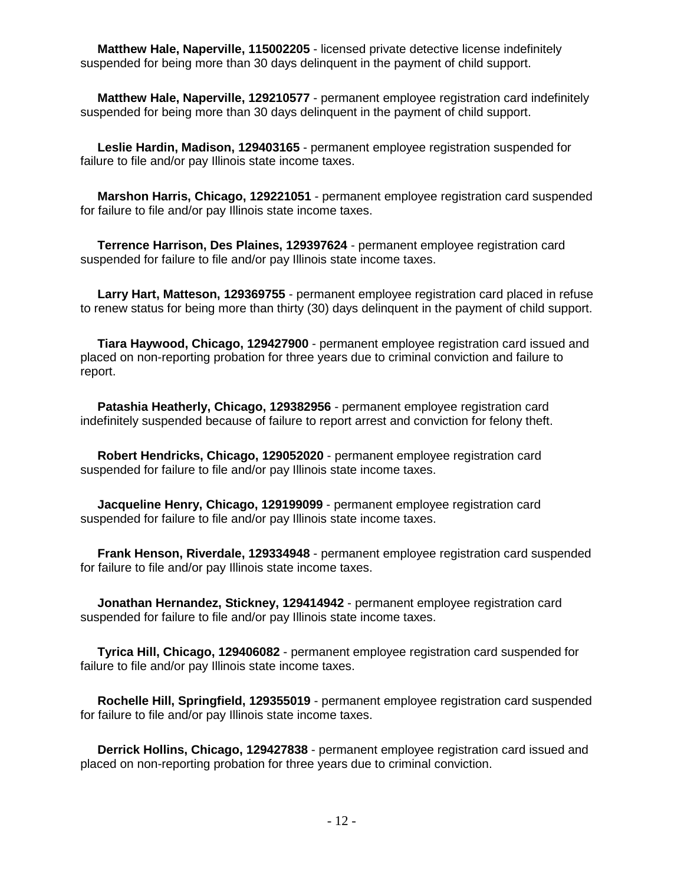**Matthew Hale, Naperville, 115002205** - licensed private detective license indefinitely suspended for being more than 30 days delinquent in the payment of child support.

**Matthew Hale, Naperville, 129210577** - permanent employee registration card indefinitely suspended for being more than 30 days delinquent in the payment of child support.

**Leslie Hardin, Madison, 129403165** - permanent employee registration suspended for failure to file and/or pay Illinois state income taxes.

**Marshon Harris, Chicago, 129221051** - permanent employee registration card suspended for failure to file and/or pay Illinois state income taxes.

**Terrence Harrison, Des Plaines, 129397624** - permanent employee registration card suspended for failure to file and/or pay Illinois state income taxes.

**Larry Hart, Matteson, 129369755** - permanent employee registration card placed in refuse to renew status for being more than thirty (30) days delinquent in the payment of child support.

**Tiara Haywood, Chicago, 129427900** - permanent employee registration card issued and placed on non-reporting probation for three years due to criminal conviction and failure to report.

**Patashia Heatherly, Chicago, 129382956** - permanent employee registration card indefinitely suspended because of failure to report arrest and conviction for felony theft.

**Robert Hendricks, Chicago, 129052020** - permanent employee registration card suspended for failure to file and/or pay Illinois state income taxes.

**Jacqueline Henry, Chicago, 129199099** - permanent employee registration card suspended for failure to file and/or pay Illinois state income taxes.

**Frank Henson, Riverdale, 129334948** - permanent employee registration card suspended for failure to file and/or pay Illinois state income taxes.

**Jonathan Hernandez, Stickney, 129414942** - permanent employee registration card suspended for failure to file and/or pay Illinois state income taxes.

**Tyrica Hill, Chicago, 129406082** - permanent employee registration card suspended for failure to file and/or pay Illinois state income taxes.

**Rochelle Hill, Springfield, 129355019** - permanent employee registration card suspended for failure to file and/or pay Illinois state income taxes.

**Derrick Hollins, Chicago, 129427838** - permanent employee registration card issued and placed on non-reporting probation for three years due to criminal conviction.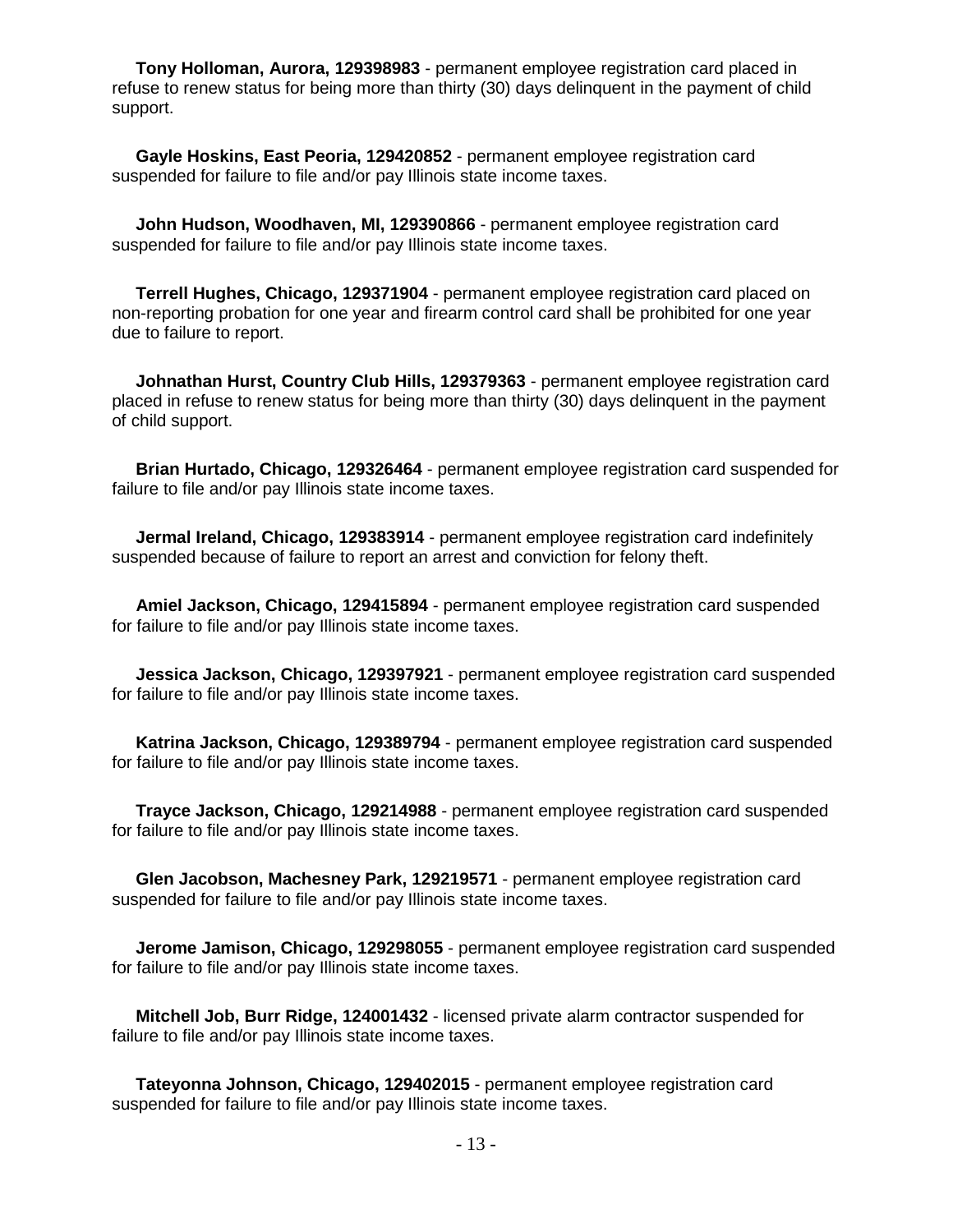**Tony Holloman, Aurora, 129398983** - permanent employee registration card placed in refuse to renew status for being more than thirty (30) days delinquent in the payment of child support.

**Gayle Hoskins, East Peoria, 129420852** - permanent employee registration card suspended for failure to file and/or pay Illinois state income taxes.

**John Hudson, Woodhaven, MI, 129390866** - permanent employee registration card suspended for failure to file and/or pay Illinois state income taxes.

**Terrell Hughes, Chicago, 129371904** - permanent employee registration card placed on non-reporting probation for one year and firearm control card shall be prohibited for one year due to failure to report.

**Johnathan Hurst, Country Club Hills, 129379363** - permanent employee registration card placed in refuse to renew status for being more than thirty (30) days delinquent in the payment of child support.

**Brian Hurtado, Chicago, 129326464** - permanent employee registration card suspended for failure to file and/or pay Illinois state income taxes.

**Jermal Ireland, Chicago, 129383914** - permanent employee registration card indefinitely suspended because of failure to report an arrest and conviction for felony theft.

**Amiel Jackson, Chicago, 129415894** - permanent employee registration card suspended for failure to file and/or pay Illinois state income taxes.

**Jessica Jackson, Chicago, 129397921** - permanent employee registration card suspended for failure to file and/or pay Illinois state income taxes.

**Katrina Jackson, Chicago, 129389794** - permanent employee registration card suspended for failure to file and/or pay Illinois state income taxes.

**Trayce Jackson, Chicago, 129214988** - permanent employee registration card suspended for failure to file and/or pay Illinois state income taxes.

**Glen Jacobson, Machesney Park, 129219571** - permanent employee registration card suspended for failure to file and/or pay Illinois state income taxes.

**Jerome Jamison, Chicago, 129298055** - permanent employee registration card suspended for failure to file and/or pay Illinois state income taxes.

**Mitchell Job, Burr Ridge, 124001432** - licensed private alarm contractor suspended for failure to file and/or pay Illinois state income taxes.

**Tateyonna Johnson, Chicago, 129402015** - permanent employee registration card suspended for failure to file and/or pay Illinois state income taxes.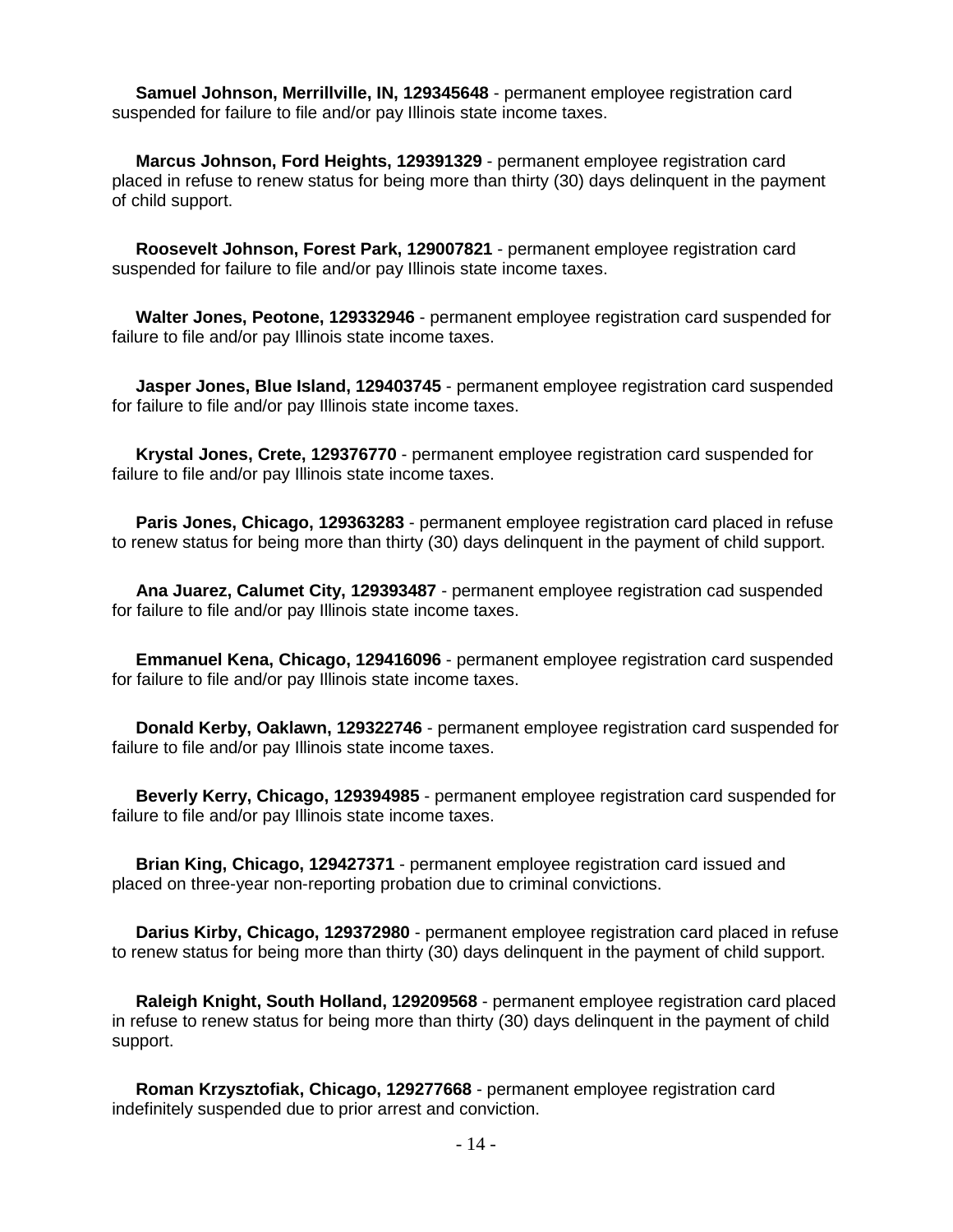**Samuel Johnson, Merrillville, IN, 129345648** - permanent employee registration card suspended for failure to file and/or pay Illinois state income taxes.

**Marcus Johnson, Ford Heights, 129391329** - permanent employee registration card placed in refuse to renew status for being more than thirty (30) days delinquent in the payment of child support.

**Roosevelt Johnson, Forest Park, 129007821** - permanent employee registration card suspended for failure to file and/or pay Illinois state income taxes.

**Walter Jones, Peotone, 129332946** - permanent employee registration card suspended for failure to file and/or pay Illinois state income taxes.

**Jasper Jones, Blue Island, 129403745** - permanent employee registration card suspended for failure to file and/or pay Illinois state income taxes.

**Krystal Jones, Crete, 129376770** - permanent employee registration card suspended for failure to file and/or pay Illinois state income taxes.

**Paris Jones, Chicago, 129363283** - permanent employee registration card placed in refuse to renew status for being more than thirty (30) days delinquent in the payment of child support.

**Ana Juarez, Calumet City, 129393487** - permanent employee registration cad suspended for failure to file and/or pay Illinois state income taxes.

**Emmanuel Kena, Chicago, 129416096** - permanent employee registration card suspended for failure to file and/or pay Illinois state income taxes.

**Donald Kerby, Oaklawn, 129322746** - permanent employee registration card suspended for failure to file and/or pay Illinois state income taxes.

**Beverly Kerry, Chicago, 129394985** - permanent employee registration card suspended for failure to file and/or pay Illinois state income taxes.

**Brian King, Chicago, 129427371** - permanent employee registration card issued and placed on three-year non-reporting probation due to criminal convictions.

**Darius Kirby, Chicago, 129372980** - permanent employee registration card placed in refuse to renew status for being more than thirty (30) days delinquent in the payment of child support.

**Raleigh Knight, South Holland, 129209568** - permanent employee registration card placed in refuse to renew status for being more than thirty (30) days delinquent in the payment of child support.

**Roman Krzysztofiak, Chicago, 129277668** - permanent employee registration card indefinitely suspended due to prior arrest and conviction.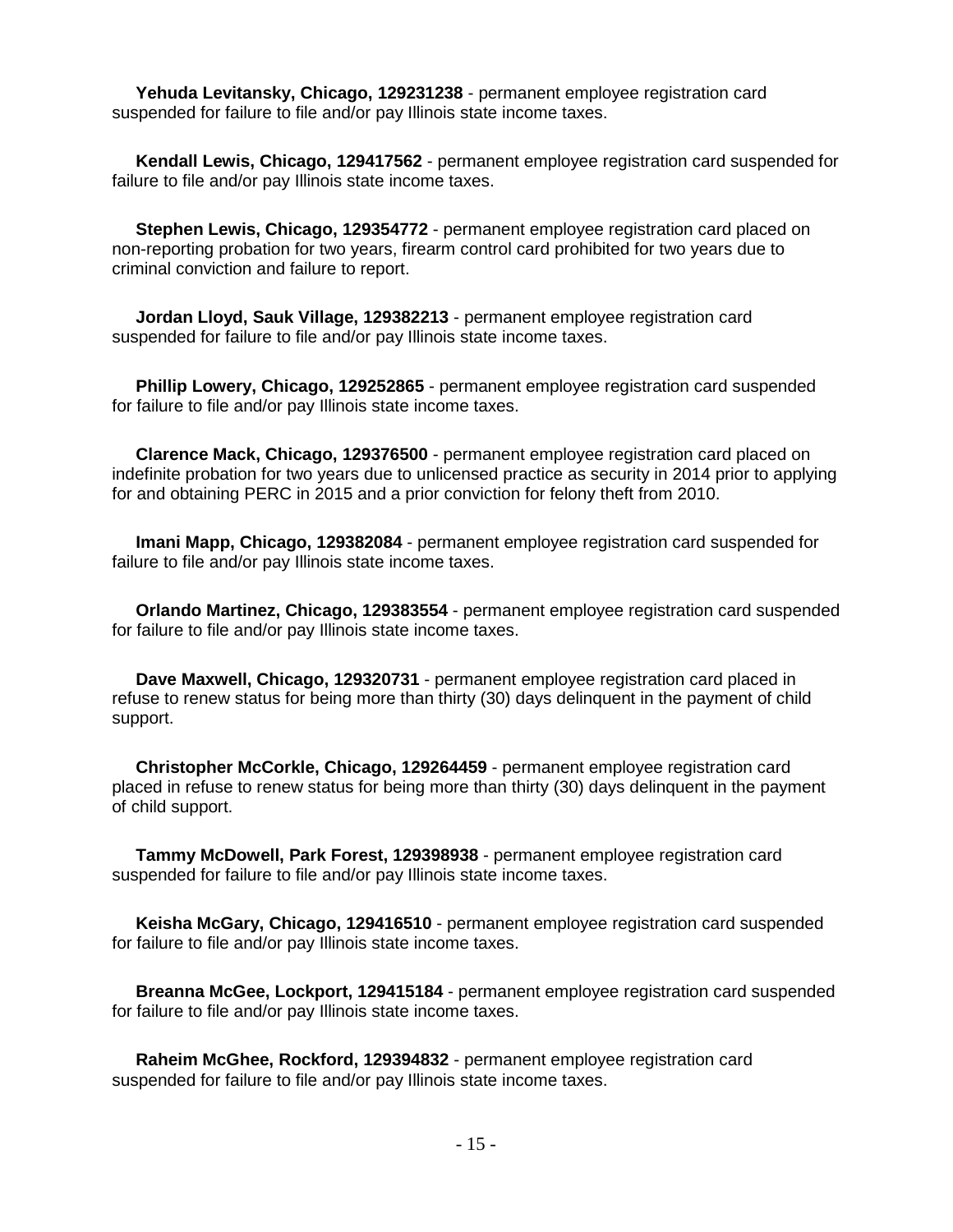**Yehuda Levitansky, Chicago, 129231238** - permanent employee registration card suspended for failure to file and/or pay Illinois state income taxes.

**Kendall Lewis, Chicago, 129417562** - permanent employee registration card suspended for failure to file and/or pay Illinois state income taxes.

**Stephen Lewis, Chicago, 129354772** - permanent employee registration card placed on non-reporting probation for two years, firearm control card prohibited for two years due to criminal conviction and failure to report.

**Jordan Lloyd, Sauk Village, 129382213** - permanent employee registration card suspended for failure to file and/or pay Illinois state income taxes.

**Phillip Lowery, Chicago, 129252865** - permanent employee registration card suspended for failure to file and/or pay Illinois state income taxes.

**Clarence Mack, Chicago, 129376500** - permanent employee registration card placed on indefinite probation for two years due to unlicensed practice as security in 2014 prior to applying for and obtaining PERC in 2015 and a prior conviction for felony theft from 2010.

**Imani Mapp, Chicago, 129382084** - permanent employee registration card suspended for failure to file and/or pay Illinois state income taxes.

**Orlando Martinez, Chicago, 129383554** - permanent employee registration card suspended for failure to file and/or pay Illinois state income taxes.

**Dave Maxwell, Chicago, 129320731** - permanent employee registration card placed in refuse to renew status for being more than thirty (30) days delinquent in the payment of child support.

**Christopher McCorkle, Chicago, 129264459** - permanent employee registration card placed in refuse to renew status for being more than thirty (30) days delinquent in the payment of child support.

**Tammy McDowell, Park Forest, 129398938** - permanent employee registration card suspended for failure to file and/or pay Illinois state income taxes.

**Keisha McGary, Chicago, 129416510** - permanent employee registration card suspended for failure to file and/or pay Illinois state income taxes.

**Breanna McGee, Lockport, 129415184** - permanent employee registration card suspended for failure to file and/or pay Illinois state income taxes.

**Raheim McGhee, Rockford, 129394832** - permanent employee registration card suspended for failure to file and/or pay Illinois state income taxes.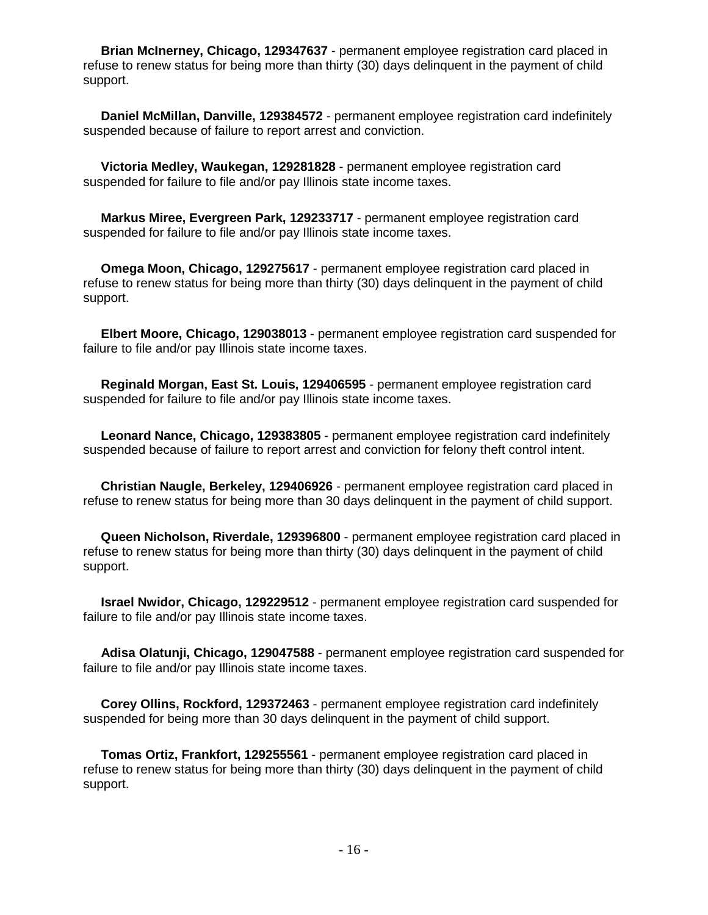**Brian McInerney, Chicago, 129347637** - permanent employee registration card placed in refuse to renew status for being more than thirty (30) days delinquent in the payment of child support.

**Daniel McMillan, Danville, 129384572** - permanent employee registration card indefinitely suspended because of failure to report arrest and conviction.

**Victoria Medley, Waukegan, 129281828** - permanent employee registration card suspended for failure to file and/or pay Illinois state income taxes.

**Markus Miree, Evergreen Park, 129233717** - permanent employee registration card suspended for failure to file and/or pay Illinois state income taxes.

**Omega Moon, Chicago, 129275617** - permanent employee registration card placed in refuse to renew status for being more than thirty (30) days delinquent in the payment of child support.

**Elbert Moore, Chicago, 129038013** - permanent employee registration card suspended for failure to file and/or pay Illinois state income taxes.

**Reginald Morgan, East St. Louis, 129406595** - permanent employee registration card suspended for failure to file and/or pay Illinois state income taxes.

**Leonard Nance, Chicago, 129383805** - permanent employee registration card indefinitely suspended because of failure to report arrest and conviction for felony theft control intent.

**Christian Naugle, Berkeley, 129406926** - permanent employee registration card placed in refuse to renew status for being more than 30 days delinquent in the payment of child support.

**Queen Nicholson, Riverdale, 129396800** - permanent employee registration card placed in refuse to renew status for being more than thirty (30) days delinquent in the payment of child support.

**Israel Nwidor, Chicago, 129229512** - permanent employee registration card suspended for failure to file and/or pay Illinois state income taxes.

**Adisa Olatunji, Chicago, 129047588** - permanent employee registration card suspended for failure to file and/or pay Illinois state income taxes.

**Corey Ollins, Rockford, 129372463** - permanent employee registration card indefinitely suspended for being more than 30 days delinquent in the payment of child support.

**Tomas Ortiz, Frankfort, 129255561** - permanent employee registration card placed in refuse to renew status for being more than thirty (30) days delinquent in the payment of child support.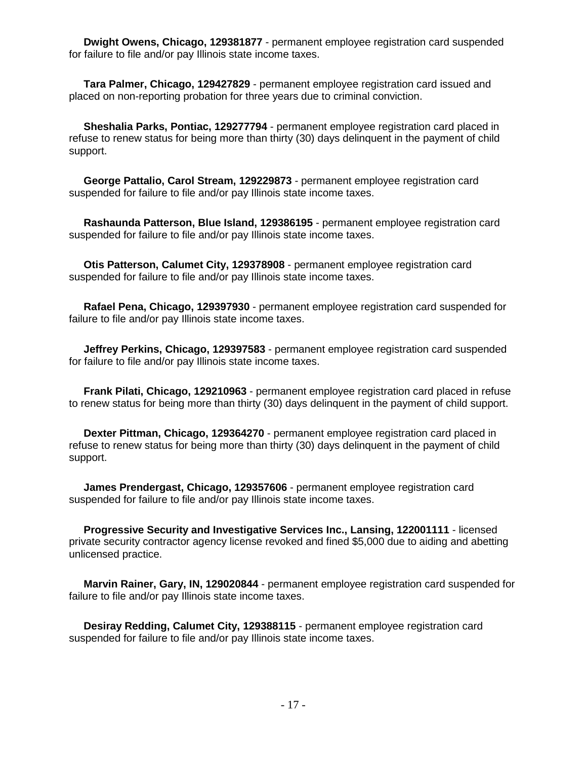**Dwight Owens, Chicago, 129381877** - permanent employee registration card suspended for failure to file and/or pay Illinois state income taxes.

**Tara Palmer, Chicago, 129427829** - permanent employee registration card issued and placed on non-reporting probation for three years due to criminal conviction.

**Sheshalia Parks, Pontiac, 129277794** - permanent employee registration card placed in refuse to renew status for being more than thirty (30) days delinquent in the payment of child support.

**George Pattalio, Carol Stream, 129229873** - permanent employee registration card suspended for failure to file and/or pay Illinois state income taxes.

**Rashaunda Patterson, Blue Island, 129386195** - permanent employee registration card suspended for failure to file and/or pay Illinois state income taxes.

**Otis Patterson, Calumet City, 129378908** - permanent employee registration card suspended for failure to file and/or pay Illinois state income taxes.

**Rafael Pena, Chicago, 129397930** - permanent employee registration card suspended for failure to file and/or pay Illinois state income taxes.

**Jeffrey Perkins, Chicago, 129397583** - permanent employee registration card suspended for failure to file and/or pay Illinois state income taxes.

**Frank Pilati, Chicago, 129210963** - permanent employee registration card placed in refuse to renew status for being more than thirty (30) days delinquent in the payment of child support.

**Dexter Pittman, Chicago, 129364270** - permanent employee registration card placed in refuse to renew status for being more than thirty (30) days delinquent in the payment of child support.

**James Prendergast, Chicago, 129357606** - permanent employee registration card suspended for failure to file and/or pay Illinois state income taxes.

**Progressive Security and Investigative Services Inc., Lansing, 122001111** - licensed private security contractor agency license revoked and fined $5,000 due to aiding and abetting unlicensed practice.

**Marvin Rainer, Gary, IN, 129020844** - permanent employee registration card suspended for failure to file and/or pay Illinois state income taxes.

**Desiray Redding, Calumet City, 129388115** - permanent employee registration card suspended for failure to file and/or pay Illinois state income taxes.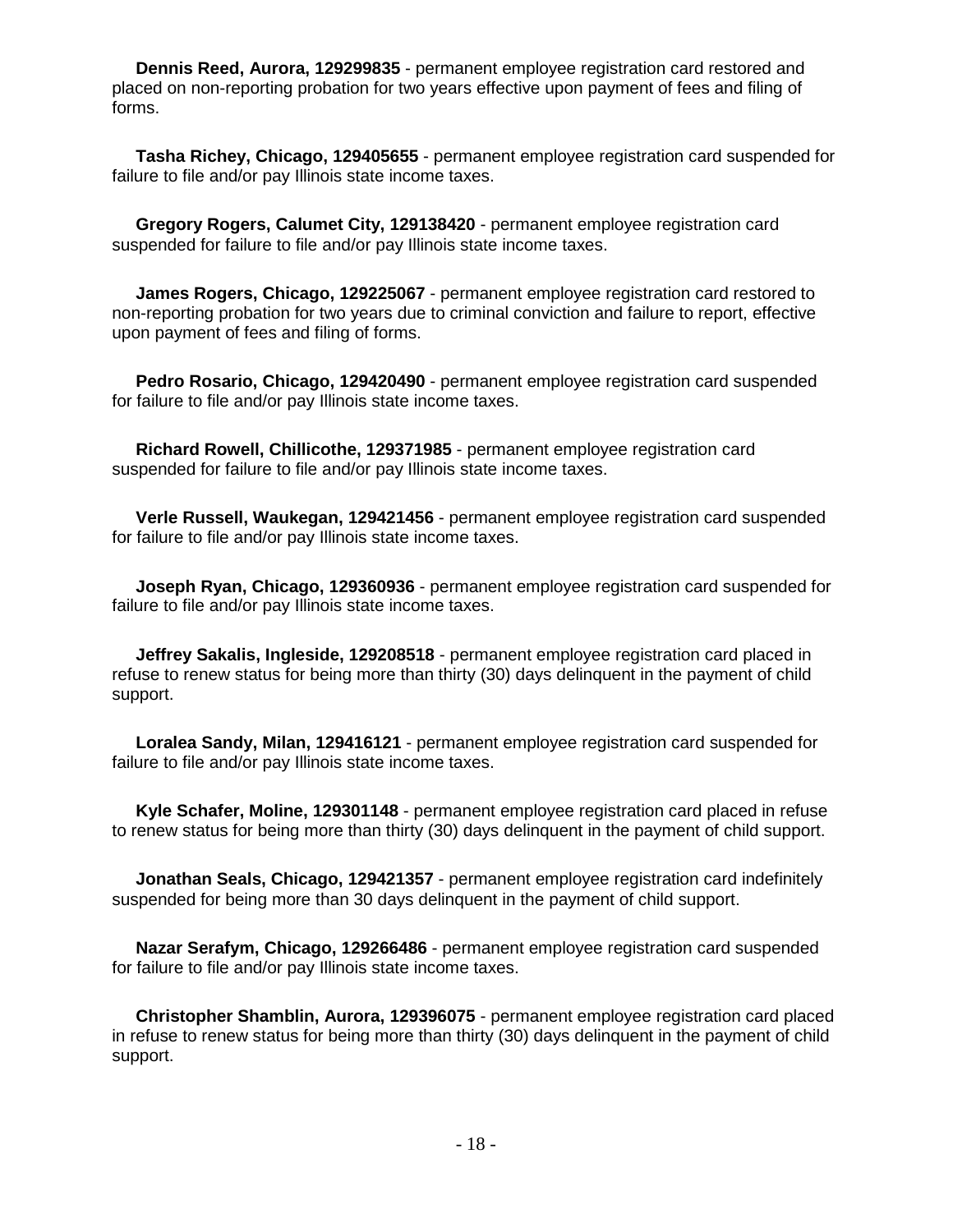**Dennis Reed, Aurora, 129299835** - permanent employee registration card restored and placed on non-reporting probation for two years effective upon payment of fees and filing of forms.

**Tasha Richey, Chicago, 129405655** - permanent employee registration card suspended for failure to file and/or pay Illinois state income taxes.

**Gregory Rogers, Calumet City, 129138420** - permanent employee registration card suspended for failure to file and/or pay Illinois state income taxes.

**James Rogers, Chicago, 129225067** - permanent employee registration card restored to non-reporting probation for two years due to criminal conviction and failure to report, effective upon payment of fees and filing of forms.

**Pedro Rosario, Chicago, 129420490** - permanent employee registration card suspended for failure to file and/or pay Illinois state income taxes.

**Richard Rowell, Chillicothe, 129371985** - permanent employee registration card suspended for failure to file and/or pay Illinois state income taxes.

**Verle Russell, Waukegan, 129421456** - permanent employee registration card suspended for failure to file and/or pay Illinois state income taxes.

**Joseph Ryan, Chicago, 129360936** - permanent employee registration card suspended for failure to file and/or pay Illinois state income taxes.

**Jeffrey Sakalis, Ingleside, 129208518** - permanent employee registration card placed in refuse to renew status for being more than thirty (30) days delinquent in the payment of child support.

**Loralea Sandy, Milan, 129416121** - permanent employee registration card suspended for failure to file and/or pay Illinois state income taxes.

**Kyle Schafer, Moline, 129301148** - permanent employee registration card placed in refuse to renew status for being more than thirty (30) days delinquent in the payment of child support.

**Jonathan Seals, Chicago, 129421357** - permanent employee registration card indefinitely suspended for being more than 30 days delinquent in the payment of child support.

**Nazar Serafym, Chicago, 129266486** - permanent employee registration card suspended for failure to file and/or pay Illinois state income taxes.

**Christopher Shamblin, Aurora, 129396075** - permanent employee registration card placed in refuse to renew status for being more than thirty (30) days delinquent in the payment of child support.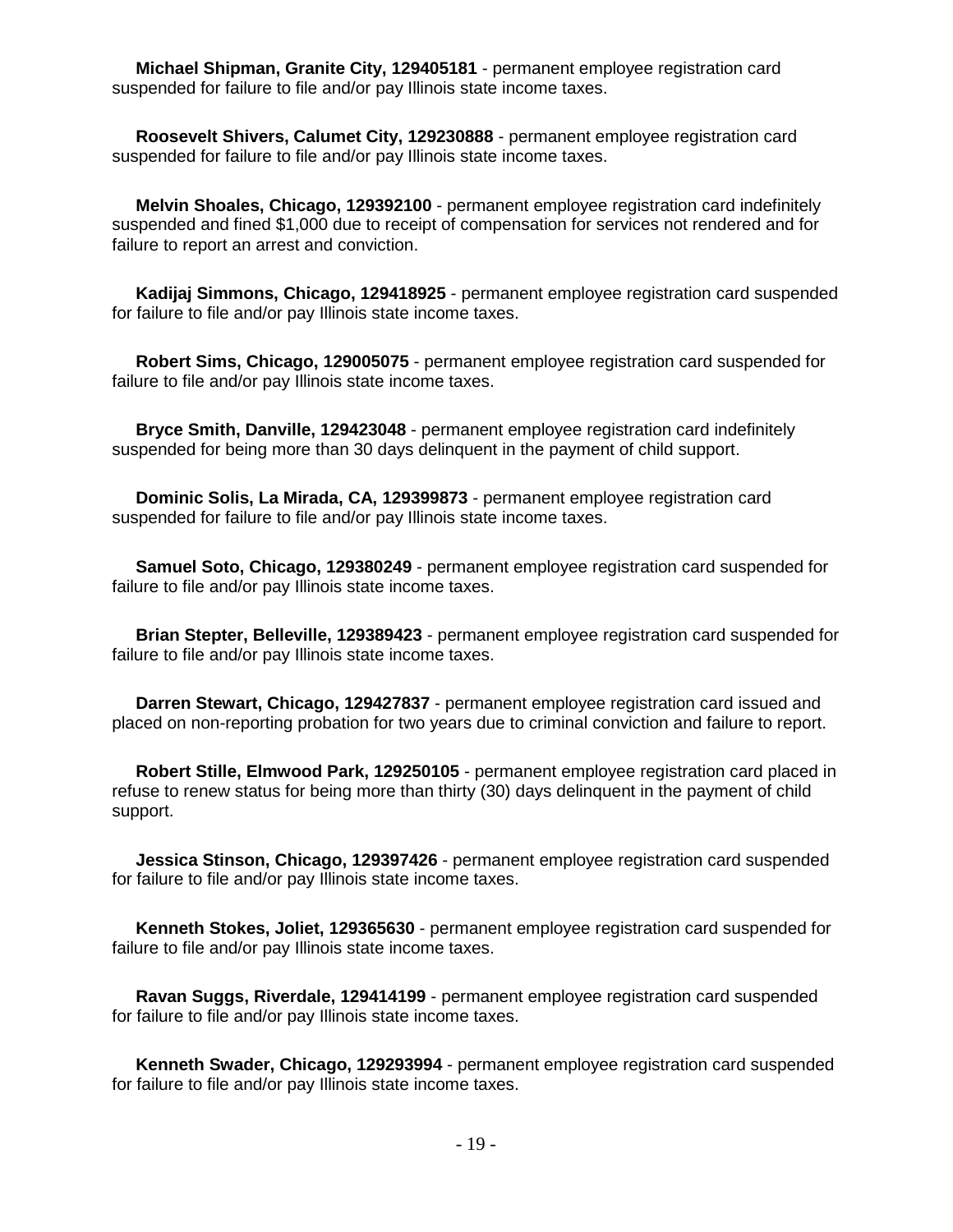**Michael Shipman, Granite City, 129405181** - permanent employee registration card suspended for failure to file and/or pay Illinois state income taxes.

**Roosevelt Shivers, Calumet City, 129230888** - permanent employee registration card suspended for failure to file and/or pay Illinois state income taxes.

**Melvin Shoales, Chicago, 129392100** - permanent employee registration card indefinitely suspended and fined $1,000 due to receipt of compensation for services not rendered and for failure to report an arrest and conviction.

**Kadijaj Simmons, Chicago, 129418925** - permanent employee registration card suspended for failure to file and/or pay Illinois state income taxes.

**Robert Sims, Chicago, 129005075** - permanent employee registration card suspended for failure to file and/or pay Illinois state income taxes.

**Bryce Smith, Danville, 129423048** - permanent employee registration card indefinitely suspended for being more than 30 days delinquent in the payment of child support.

**Dominic Solis, La Mirada, CA, 129399873** - permanent employee registration card suspended for failure to file and/or pay Illinois state income taxes.

**Samuel Soto, Chicago, 129380249** - permanent employee registration card suspended for failure to file and/or pay Illinois state income taxes.

**Brian Stepter, Belleville, 129389423** - permanent employee registration card suspended for failure to file and/or pay Illinois state income taxes.

**Darren Stewart, Chicago, 129427837** - permanent employee registration card issued and placed on non-reporting probation for two years due to criminal conviction and failure to report.

**Robert Stille, Elmwood Park, 129250105** - permanent employee registration card placed in refuse to renew status for being more than thirty (30) days delinquent in the payment of child support.

**Jessica Stinson, Chicago, 129397426** - permanent employee registration card suspended for failure to file and/or pay Illinois state income taxes.

**Kenneth Stokes, Joliet, 129365630** - permanent employee registration card suspended for failure to file and/or pay Illinois state income taxes.

**Ravan Suggs, Riverdale, 129414199** - permanent employee registration card suspended for failure to file and/or pay Illinois state income taxes.

**Kenneth Swader, Chicago, 129293994** - permanent employee registration card suspended for failure to file and/or pay Illinois state income taxes.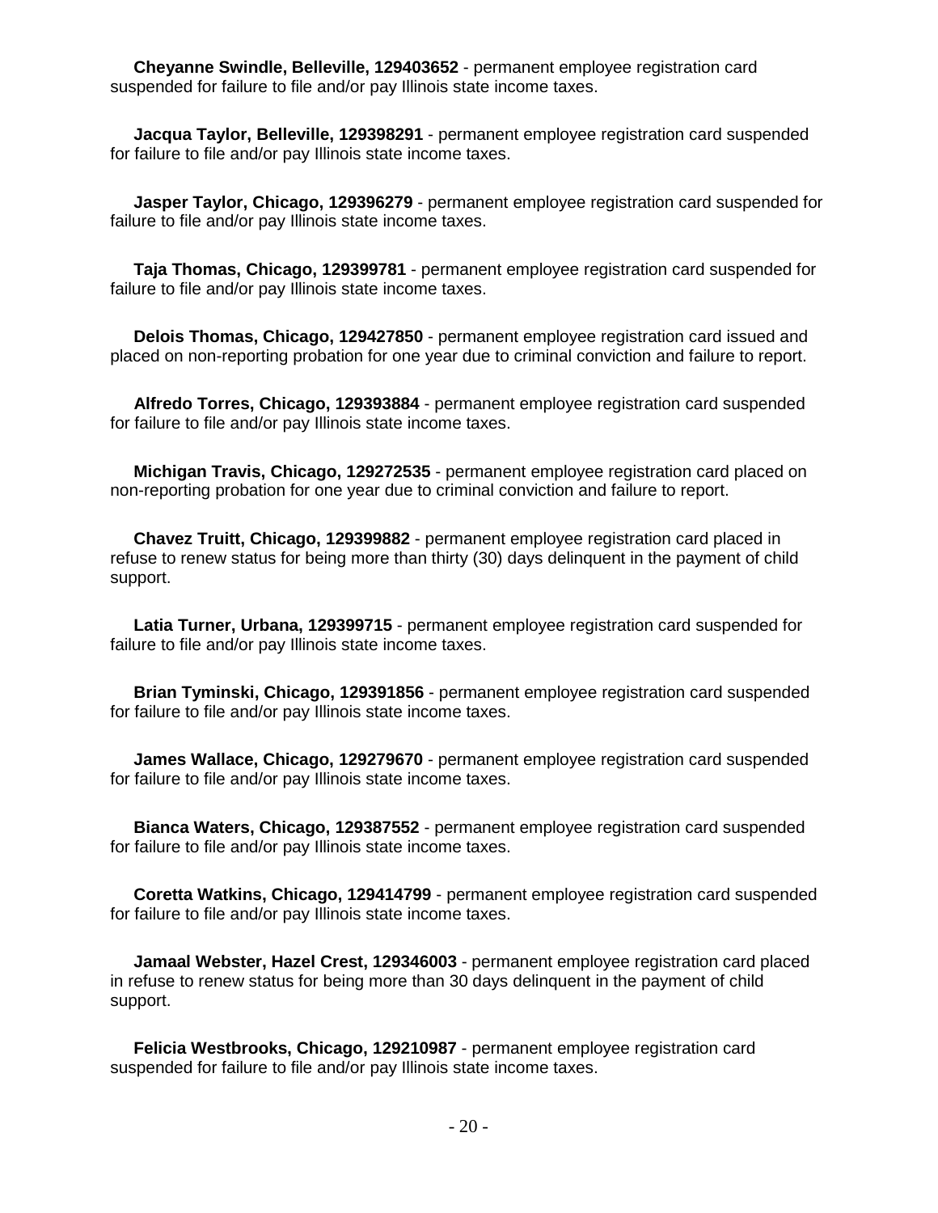**Cheyanne Swindle, Belleville, 129403652** - permanent employee registration card suspended for failure to file and/or pay Illinois state income taxes.

**Jacqua Taylor, Belleville, 129398291** - permanent employee registration card suspended for failure to file and/or pay Illinois state income taxes.

**Jasper Taylor, Chicago, 129396279** - permanent employee registration card suspended for failure to file and/or pay Illinois state income taxes.

**Taja Thomas, Chicago, 129399781** - permanent employee registration card suspended for failure to file and/or pay Illinois state income taxes.

**Delois Thomas, Chicago, 129427850** - permanent employee registration card issued and placed on non-reporting probation for one year due to criminal conviction and failure to report.

**Alfredo Torres, Chicago, 129393884** - permanent employee registration card suspended for failure to file and/or pay Illinois state income taxes.

**Michigan Travis, Chicago, 129272535** - permanent employee registration card placed on non-reporting probation for one year due to criminal conviction and failure to report.

**Chavez Truitt, Chicago, 129399882** - permanent employee registration card placed in refuse to renew status for being more than thirty (30) days delinquent in the payment of child support.

**Latia Turner, Urbana, 129399715** - permanent employee registration card suspended for failure to file and/or pay Illinois state income taxes.

**Brian Tyminski, Chicago, 129391856** - permanent employee registration card suspended for failure to file and/or pay Illinois state income taxes.

**James Wallace, Chicago, 129279670** - permanent employee registration card suspended for failure to file and/or pay Illinois state income taxes.

**Bianca Waters, Chicago, 129387552** - permanent employee registration card suspended for failure to file and/or pay Illinois state income taxes.

**Coretta Watkins, Chicago, 129414799** - permanent employee registration card suspended for failure to file and/or pay Illinois state income taxes.

**Jamaal Webster, Hazel Crest, 129346003** - permanent employee registration card placed in refuse to renew status for being more than 30 days delinquent in the payment of child support.

**Felicia Westbrooks, Chicago, 129210987** - permanent employee registration card suspended for failure to file and/or pay Illinois state income taxes.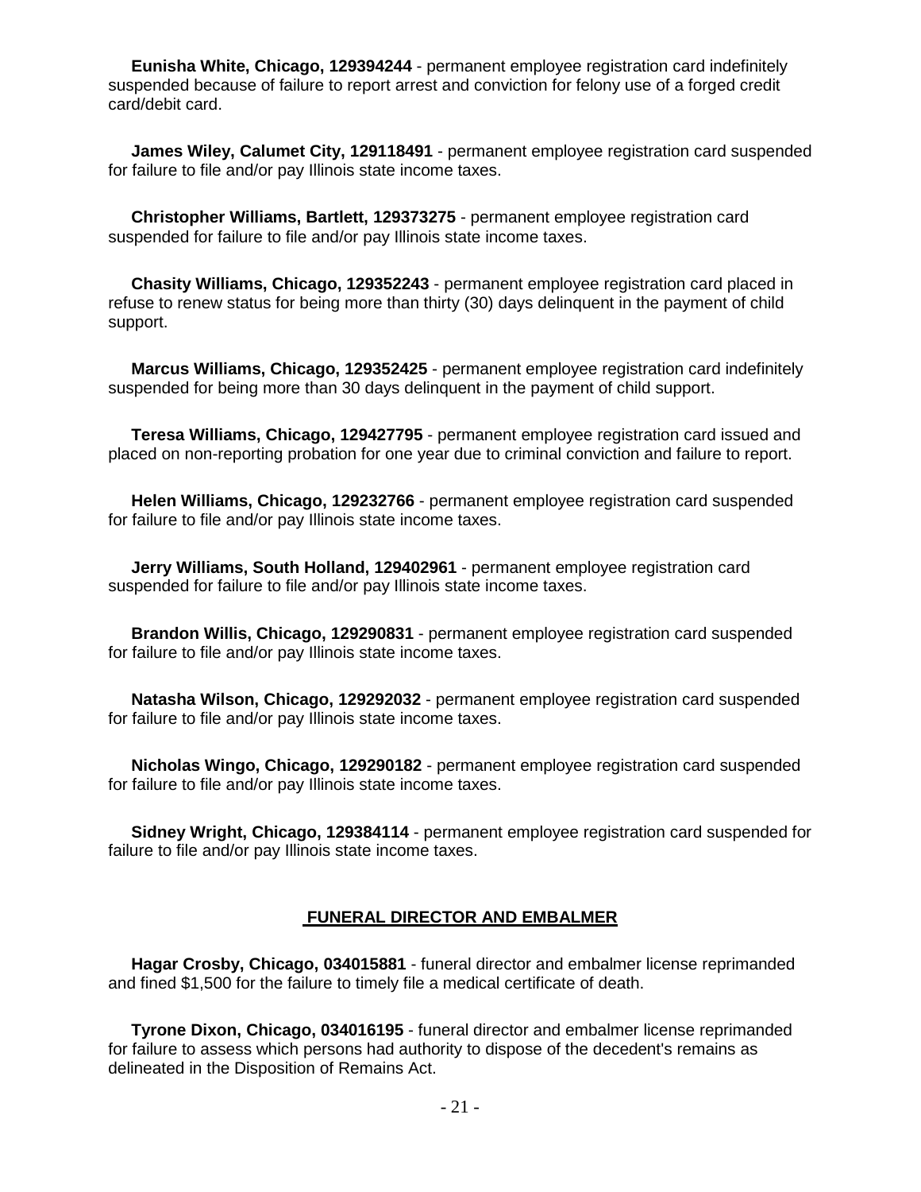**Eunisha White, Chicago, 129394244** - permanent employee registration card indefinitely suspended because of failure to report arrest and conviction for felony use of a forged credit card/debit card.

**James Wiley, Calumet City, 129118491** - permanent employee registration card suspended for failure to file and/or pay Illinois state income taxes.

**Christopher Williams, Bartlett, 129373275** - permanent employee registration card suspended for failure to file and/or pay Illinois state income taxes.

**Chasity Williams, Chicago, 129352243** - permanent employee registration card placed in refuse to renew status for being more than thirty (30) days delinquent in the payment of child support.

**Marcus Williams, Chicago, 129352425** - permanent employee registration card indefinitely suspended for being more than 30 days delinquent in the payment of child support.

**Teresa Williams, Chicago, 129427795** - permanent employee registration card issued and placed on non-reporting probation for one year due to criminal conviction and failure to report.

**Helen Williams, Chicago, 129232766** - permanent employee registration card suspended for failure to file and/or pay Illinois state income taxes.

**Jerry Williams, South Holland, 129402961** - permanent employee registration card suspended for failure to file and/or pay Illinois state income taxes.

**Brandon Willis, Chicago, 129290831** - permanent employee registration card suspended for failure to file and/or pay Illinois state income taxes.

**Natasha Wilson, Chicago, 129292032** - permanent employee registration card suspended for failure to file and/or pay Illinois state income taxes.

**Nicholas Wingo, Chicago, 129290182** - permanent employee registration card suspended for failure to file and/or pay Illinois state income taxes.

**Sidney Wright, Chicago, 129384114** - permanent employee registration card suspended for failure to file and/or pay Illinois state income taxes.

## FUNERAL DIRECTOR AND EMBALMER

**Hagar Crosby, Chicago, 034015881** - funeral director and embalmer license reprimanded and fined $1,500 for the failure to timely file a medical certificate of death.

**Tyrone Dixon, Chicago, 034016195** - funeral director and embalmer license reprimanded for failure to assess which persons had authority to dispose of the decedent's remains as delineated in the Disposition of Remains Act.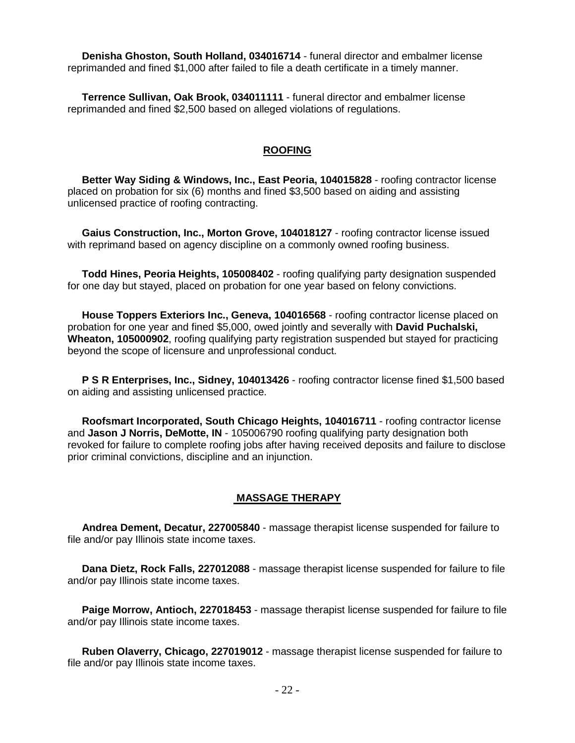**Denisha Ghoston, South Holland, 034016714** - funeral director and embalmer license reprimanded and fined $1,000 after failed to file a death certificate in a timely manner.

**Terrence Sullivan, Oak Brook, 034011111** - funeral director and embalmer license reprimanded and fined $2,500 based on alleged violations of regulations.

## ROOFING

**Better Way Siding & Windows, Inc., East Peoria, 104015828** - roofing contractor license placed on probation for six (6) months and fined $3,500 based on aiding and assisting unlicensed practice of roofing contracting.

**Gaius Construction, Inc., Morton Grove, 104018127** - roofing contractor license issued with reprimand based on agency discipline on a commonly owned roofing business.

**Todd Hines, Peoria Heights, 105008402** - roofing qualifying party designation suspended for one day but stayed, placed on probation for one year based on felony convictions.

**House Toppers Exteriors Inc., Geneva, 104016568** - roofing contractor license placed on probation for one year and fined $5,000, owed jointly and severally with **David Puchalski, Wheaton, 105000902**, roofing qualifying party registration suspended but stayed for practicing beyond the scope of licensure and unprofessional conduct.

**P S R Enterprises, Inc., Sidney, 104013426** - roofing contractor license fined $1,500 based on aiding and assisting unlicensed practice.

**Roofsmart Incorporated, South Chicago Heights, 104016711** - roofing contractor license and **Jason J Norris, DeMotte, IN** - 105006790 roofing qualifying party designation both revoked for failure to complete roofing jobs after having received deposits and failure to disclose prior criminal convictions, discipline and an injunction.

## MASSAGE THERAPY

**Andrea Dement, Decatur, 227005840** - massage therapist license suspended for failure to file and/or pay Illinois state income taxes.

**Dana Dietz, Rock Falls, 227012088** - massage therapist license suspended for failure to file and/or pay Illinois state income taxes.

**Paige Morrow, Antioch, 227018453** - massage therapist license suspended for failure to file and/or pay Illinois state income taxes.

**Ruben Olaverry, Chicago, 227019012** - massage therapist license suspended for failure to file and/or pay Illinois state income taxes.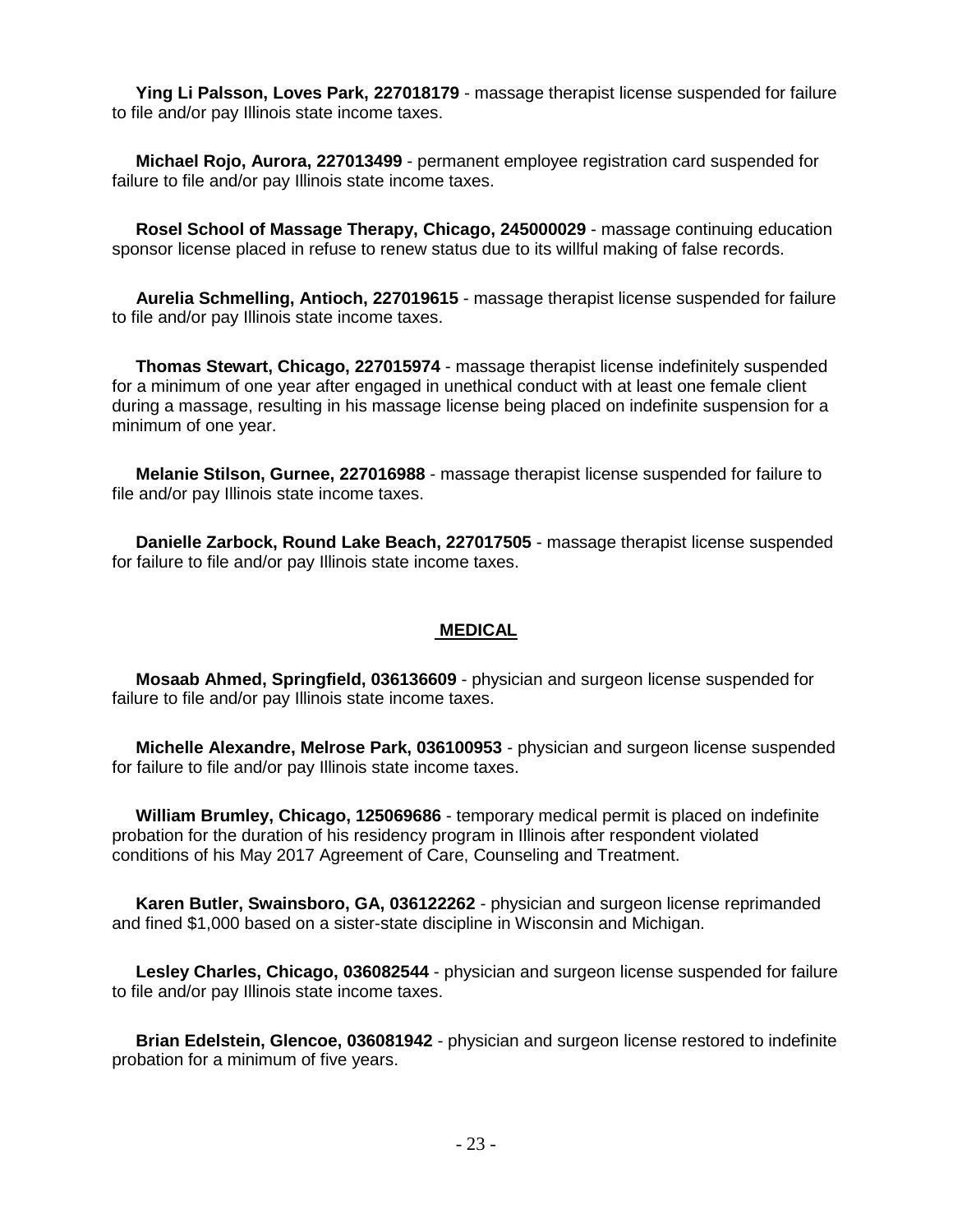**Ying Li Palsson, Loves Park, 227018179** - massage therapist license suspended for failure to file and/or pay Illinois state income taxes.

**Michael Rojo, Aurora, 227013499** - permanent employee registration card suspended for failure to file and/or pay Illinois state income taxes.

**Rosel School of Massage Therapy, Chicago, 245000029** - massage continuing education sponsor license placed in refuse to renew status due to its willful making of false records.

**Aurelia Schmelling, Antioch, 227019615** - massage therapist license suspended for failure to file and/or pay Illinois state income taxes.

**Thomas Stewart, Chicago, 227015974** - massage therapist license indefinitely suspended for a minimum of one year after engaged in unethical conduct with at least one female client during a massage, resulting in his massage license being placed on indefinite suspension for a minimum of one year.

**Melanie Stilson, Gurnee, 227016988** - massage therapist license suspended for failure to file and/or pay Illinois state income taxes.

**Danielle Zarbock, Round Lake Beach, 227017505** - massage therapist license suspended for failure to file and/or pay Illinois state income taxes.

## MEDICAL

**Mosaab Ahmed, Springfield, 036136609** - physician and surgeon license suspended for failure to file and/or pay Illinois state income taxes.

**Michelle Alexandre, Melrose Park, 036100953** - physician and surgeon license suspended for failure to file and/or pay Illinois state income taxes.

**William Brumley, Chicago, 125069686** - temporary medical permit is placed on indefinite probation for the duration of his residency program in Illinois after respondent violated conditions of his May 2017 Agreement of Care, Counseling and Treatment.

**Karen Butler, Swainsboro, GA, 036122262** - physician and surgeon license reprimanded and fined $1,000 based on a sister-state discipline in Wisconsin and Michigan.

**Lesley Charles, Chicago, 036082544** - physician and surgeon license suspended for failure to file and/or pay Illinois state income taxes.

**Brian Edelstein, Glencoe, 036081942** - physician and surgeon license restored to indefinite probation for a minimum of five years.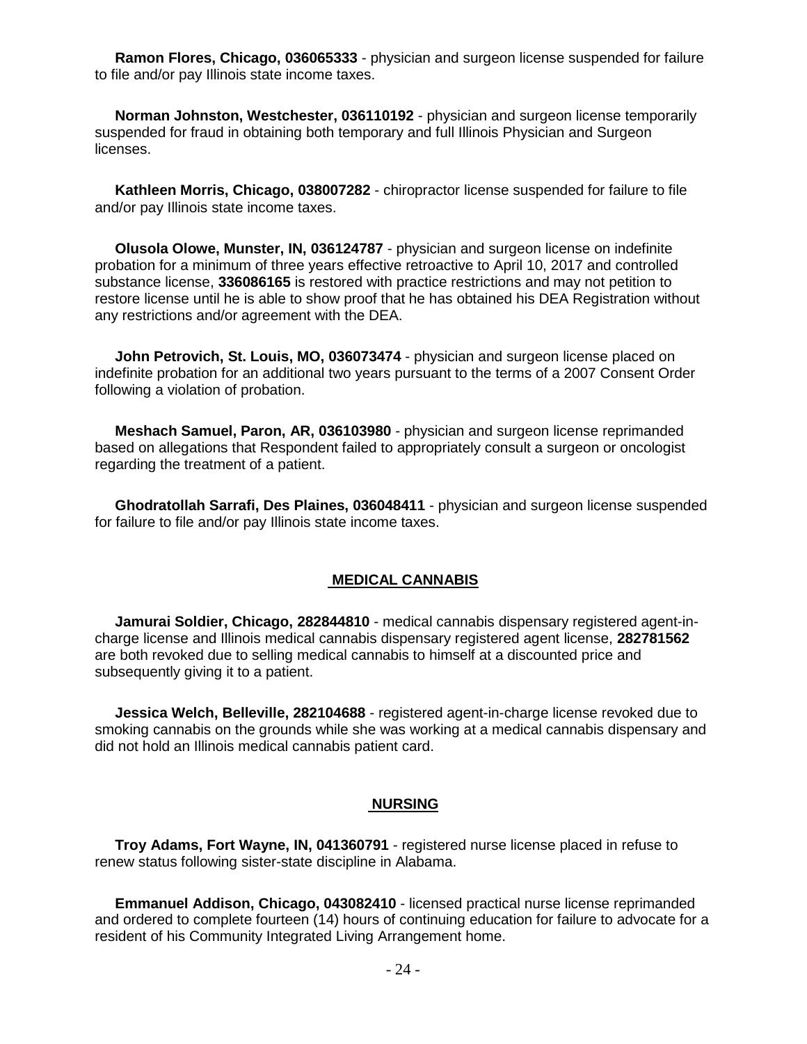**Ramon Flores, Chicago, 036065333** - physician and surgeon license suspended for failure to file and/or pay Illinois state income taxes.

**Norman Johnston, Westchester, 036110192** - physician and surgeon license temporarily suspended for fraud in obtaining both temporary and full Illinois Physician and Surgeon licenses.

**Kathleen Morris, Chicago, 038007282** - chiropractor license suspended for failure to file and/or pay Illinois state income taxes.

**Olusola Olowe, Munster, IN, 036124787** - physician and surgeon license on indefinite probation for a minimum of three years effective retroactive to April 10, 2017 and controlled substance license, **336086165** is restored with practice restrictions and may not petition to restore license until he is able to show proof that he has obtained his DEA Registration without any restrictions and/or agreement with the DEA.

**John Petrovich, St. Louis, MO, 036073474** - physician and surgeon license placed on indefinite probation for an additional two years pursuant to the terms of a 2007 Consent Order following a violation of probation.

**Meshach Samuel, Paron, AR, 036103980** - physician and surgeon license reprimanded based on allegations that Respondent failed to appropriately consult a surgeon or oncologist regarding the treatment of a patient.

**Ghodratollah Sarrafi, Des Plaines, 036048411** - physician and surgeon license suspended for failure to file and/or pay Illinois state income taxes.

## MEDICAL CANNABIS

**Jamurai Soldier, Chicago, 282844810** - medical cannabis dispensary registered agent-in-charge license and Illinois medical cannabis dispensary registered agent license, **282781562** are both revoked due to selling medical cannabis to himself at a discounted price and subsequently giving it to a patient.

**Jessica Welch, Belleville, 282104688** - registered agent-in-charge license revoked due to smoking cannabis on the grounds while she was working at a medical cannabis dispensary and did not hold an Illinois medical cannabis patient card.

## NURSING

**Troy Adams, Fort Wayne, IN, 041360791** - registered nurse license placed in refuse to renew status following sister-state discipline in Alabama.

**Emmanuel Addison, Chicago, 043082410** - licensed practical nurse license reprimanded and ordered to complete fourteen (14) hours of continuing education for failure to advocate for a resident of his Community Integrated Living Arrangement home.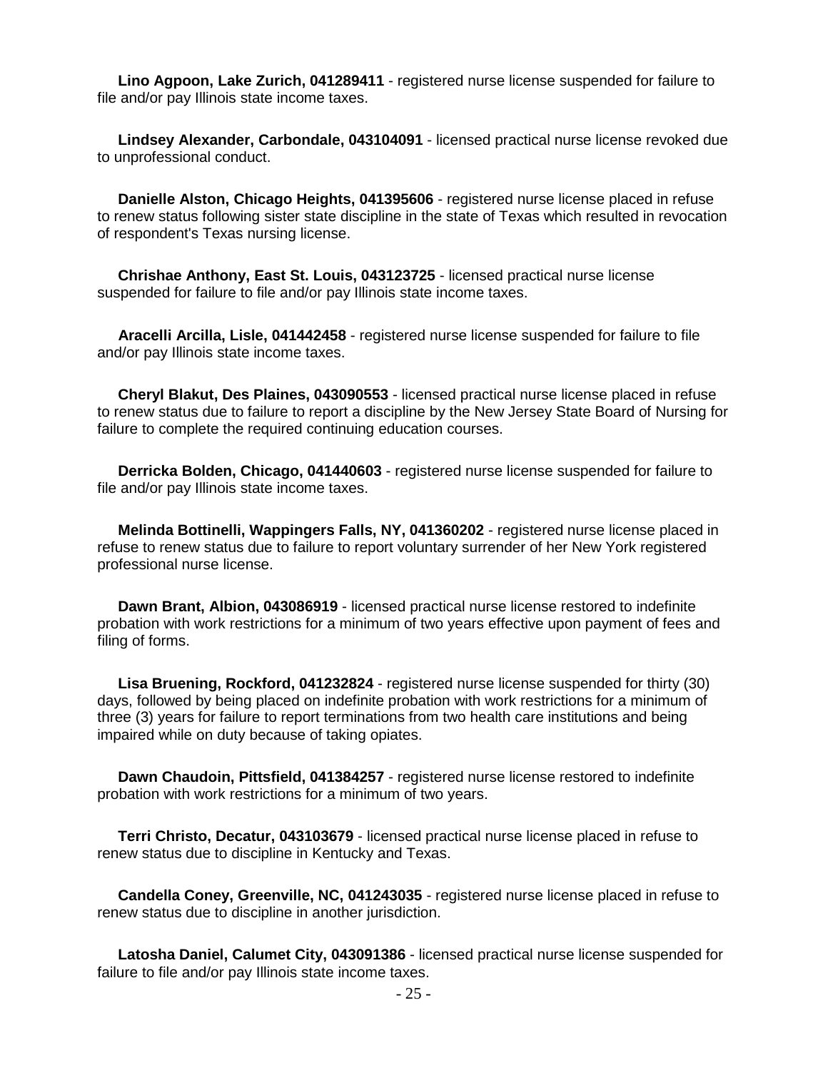**Lino Agpoon, Lake Zurich, 041289411** - registered nurse license suspended for failure to file and/or pay Illinois state income taxes.

**Lindsey Alexander, Carbondale, 043104091** - licensed practical nurse license revoked due to unprofessional conduct.

**Danielle Alston, Chicago Heights, 041395606** - registered nurse license placed in refuse to renew status following sister state discipline in the state of Texas which resulted in revocation of respondent's Texas nursing license.

**Chrishae Anthony, East St. Louis, 043123725** - licensed practical nurse license suspended for failure to file and/or pay Illinois state income taxes.

**Aracelli Arcilla, Lisle, 041442458** - registered nurse license suspended for failure to file and/or pay Illinois state income taxes.

**Cheryl Blakut, Des Plaines, 043090553** - licensed practical nurse license placed in refuse to renew status due to failure to report a discipline by the New Jersey State Board of Nursing for failure to complete the required continuing education courses.

**Derricka Bolden, Chicago, 041440603** - registered nurse license suspended for failure to file and/or pay Illinois state income taxes.

**Melinda Bottinelli, Wappingers Falls, NY, 041360202** - registered nurse license placed in refuse to renew status due to failure to report voluntary surrender of her New York registered professional nurse license.

**Dawn Brant, Albion, 043086919** - licensed practical nurse license restored to indefinite probation with work restrictions for a minimum of two years effective upon payment of fees and filing of forms.

**Lisa Bruening, Rockford, 041232824** - registered nurse license suspended for thirty (30) days, followed by being placed on indefinite probation with work restrictions for a minimum of three (3) years for failure to report terminations from two health care institutions and being impaired while on duty because of taking opiates.

**Dawn Chaudoin, Pittsfield, 041384257** - registered nurse license restored to indefinite probation with work restrictions for a minimum of two years.

**Terri Christo, Decatur, 043103679** - licensed practical nurse license placed in refuse to renew status due to discipline in Kentucky and Texas.

**Candella Coney, Greenville, NC, 041243035** - registered nurse license placed in refuse to renew status due to discipline in another jurisdiction.

**Latosha Daniel, Calumet City, 043091386** - licensed practical nurse license suspended for failure to file and/or pay Illinois state income taxes.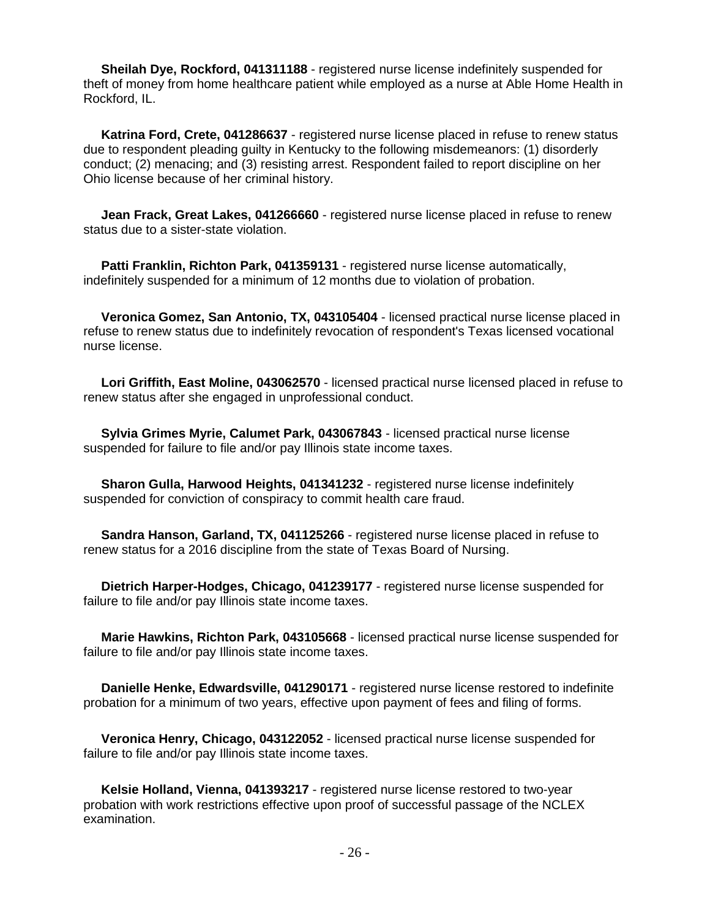**Sheilah Dye, Rockford, 041311188** - registered nurse license indefinitely suspended for theft of money from home healthcare patient while employed as a nurse at Able Home Health in Rockford, IL.

**Katrina Ford, Crete, 041286637** - registered nurse license placed in refuse to renew status due to respondent pleading guilty in Kentucky to the following misdemeanors: (1) disorderly conduct; (2) menacing; and (3) resisting arrest. Respondent failed to report discipline on her Ohio license because of her criminal history.

**Jean Frack, Great Lakes, 041266660** - registered nurse license placed in refuse to renew status due to a sister-state violation.

**Patti Franklin, Richton Park, 041359131** - registered nurse license automatically, indefinitely suspended for a minimum of 12 months due to violation of probation.

**Veronica Gomez, San Antonio, TX, 043105404** - licensed practical nurse license placed in refuse to renew status due to indefinitely revocation of respondent's Texas licensed vocational nurse license.

**Lori Griffith, East Moline, 043062570** - licensed practical nurse licensed placed in refuse to renew status after she engaged in unprofessional conduct.

**Sylvia Grimes Myrie, Calumet Park, 043067843** - licensed practical nurse license suspended for failure to file and/or pay Illinois state income taxes.

**Sharon Gulla, Harwood Heights, 041341232** - registered nurse license indefinitely suspended for conviction of conspiracy to commit health care fraud.

**Sandra Hanson, Garland, TX, 041125266** - registered nurse license placed in refuse to renew status for a 2016 discipline from the state of Texas Board of Nursing.

**Dietrich Harper-Hodges, Chicago, 041239177** - registered nurse license suspended for failure to file and/or pay Illinois state income taxes.

**Marie Hawkins, Richton Park, 043105668** - licensed practical nurse license suspended for failure to file and/or pay Illinois state income taxes.

**Danielle Henke, Edwardsville, 041290171** - registered nurse license restored to indefinite probation for a minimum of two years, effective upon payment of fees and filing of forms.

**Veronica Henry, Chicago, 043122052** - licensed practical nurse license suspended for failure to file and/or pay Illinois state income taxes.

**Kelsie Holland, Vienna, 041393217** - registered nurse license restored to two-year probation with work restrictions effective upon proof of successful passage of the NCLEX examination.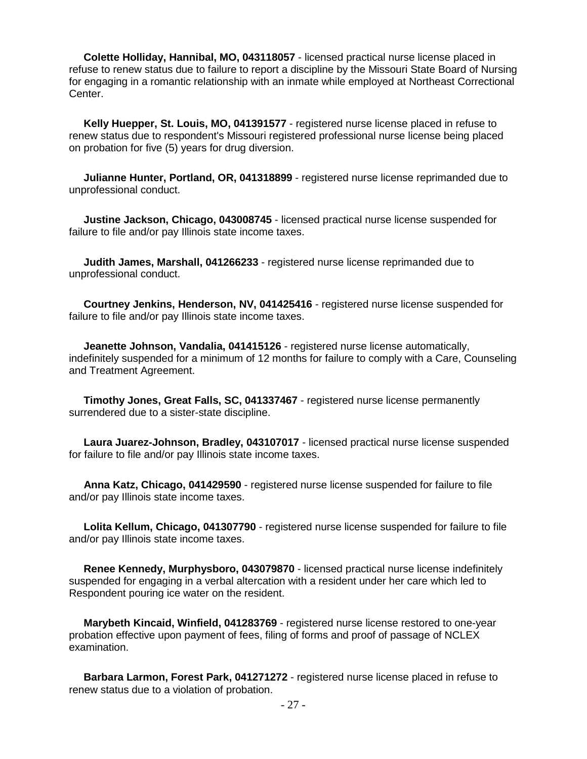**Colette Holliday, Hannibal, MO, 043118057** - licensed practical nurse license placed in refuse to renew status due to failure to report a discipline by the Missouri State Board of Nursing for engaging in a romantic relationship with an inmate while employed at Northeast Correctional Center.

**Kelly Huepper, St. Louis, MO, 041391577** - registered nurse license placed in refuse to renew status due to respondent's Missouri registered professional nurse license being placed on probation for five (5) years for drug diversion.

**Julianne Hunter, Portland, OR, 041318899** - registered nurse license reprimanded due to unprofessional conduct.

**Justine Jackson, Chicago, 043008745** - licensed practical nurse license suspended for failure to file and/or pay Illinois state income taxes.

**Judith James, Marshall, 041266233** - registered nurse license reprimanded due to unprofessional conduct.

**Courtney Jenkins, Henderson, NV, 041425416** - registered nurse license suspended for failure to file and/or pay Illinois state income taxes.

**Jeanette Johnson, Vandalia, 041415126** - registered nurse license automatically, indefinitely suspended for a minimum of 12 months for failure to comply with a Care, Counseling and Treatment Agreement.

**Timothy Jones, Great Falls, SC, 041337467** - registered nurse license permanently surrendered due to a sister-state discipline.

**Laura Juarez-Johnson, Bradley, 043107017** - licensed practical nurse license suspended for failure to file and/or pay Illinois state income taxes.

**Anna Katz, Chicago, 041429590** - registered nurse license suspended for failure to file and/or pay Illinois state income taxes.

**Lolita Kellum, Chicago, 041307790** - registered nurse license suspended for failure to file and/or pay Illinois state income taxes.

**Renee Kennedy, Murphysboro, 043079870** - licensed practical nurse license indefinitely suspended for engaging in a verbal altercation with a resident under her care which led to Respondent pouring ice water on the resident.

**Marybeth Kincaid, Winfield, 041283769** - registered nurse license restored to one-year probation effective upon payment of fees, filing of forms and proof of passage of NCLEX examination.

**Barbara Larmon, Forest Park, 041271272** - registered nurse license placed in refuse to renew status due to a violation of probation.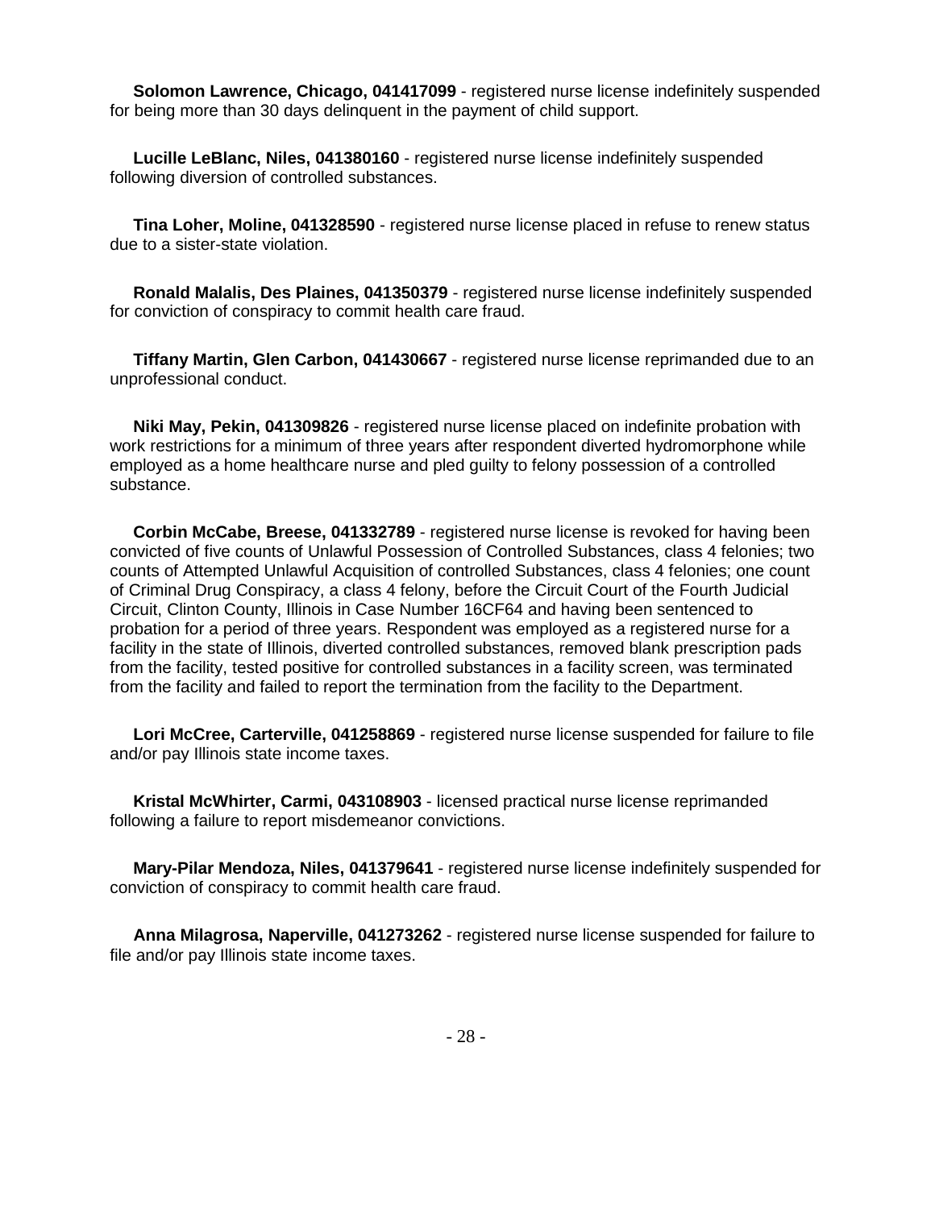**Solomon Lawrence, Chicago, 041417099** - registered nurse license indefinitely suspended for being more than 30 days delinquent in the payment of child support.

**Lucille LeBlanc, Niles, 041380160** - registered nurse license indefinitely suspended following diversion of controlled substances.

**Tina Loher, Moline, 041328590** - registered nurse license placed in refuse to renew status due to a sister-state violation.

**Ronald Malalis, Des Plaines, 041350379** - registered nurse license indefinitely suspended for conviction of conspiracy to commit health care fraud.

**Tiffany Martin, Glen Carbon, 041430667** - registered nurse license reprimanded due to an unprofessional conduct.

**Niki May, Pekin, 041309826** - registered nurse license placed on indefinite probation with work restrictions for a minimum of three years after respondent diverted hydromorphone while employed as a home healthcare nurse and pled guilty to felony possession of a controlled substance.

**Corbin McCabe, Breese, 041332789** - registered nurse license is revoked for having been convicted of five counts of Unlawful Possession of Controlled Substances, class 4 felonies; two counts of Attempted Unlawful Acquisition of controlled Substances, class 4 felonies; one count of Criminal Drug Conspiracy, a class 4 felony, before the Circuit Court of the Fourth Judicial Circuit, Clinton County, Illinois in Case Number 16CF64 and having been sentenced to probation for a period of three years. Respondent was employed as a registered nurse for a facility in the state of Illinois, diverted controlled substances, removed blank prescription pads from the facility, tested positive for controlled substances in a facility screen, was terminated from the facility and failed to report the termination from the facility to the Department.

**Lori McCree, Carterville, 041258869** - registered nurse license suspended for failure to file and/or pay Illinois state income taxes.

**Kristal McWhirter, Carmi, 043108903** - licensed practical nurse license reprimanded following a failure to report misdemeanor convictions.

**Mary-Pilar Mendoza, Niles, 041379641** - registered nurse license indefinitely suspended for conviction of conspiracy to commit health care fraud.

**Anna Milagrosa, Naperville, 041273262** - registered nurse license suspended for failure to file and/or pay Illinois state income taxes.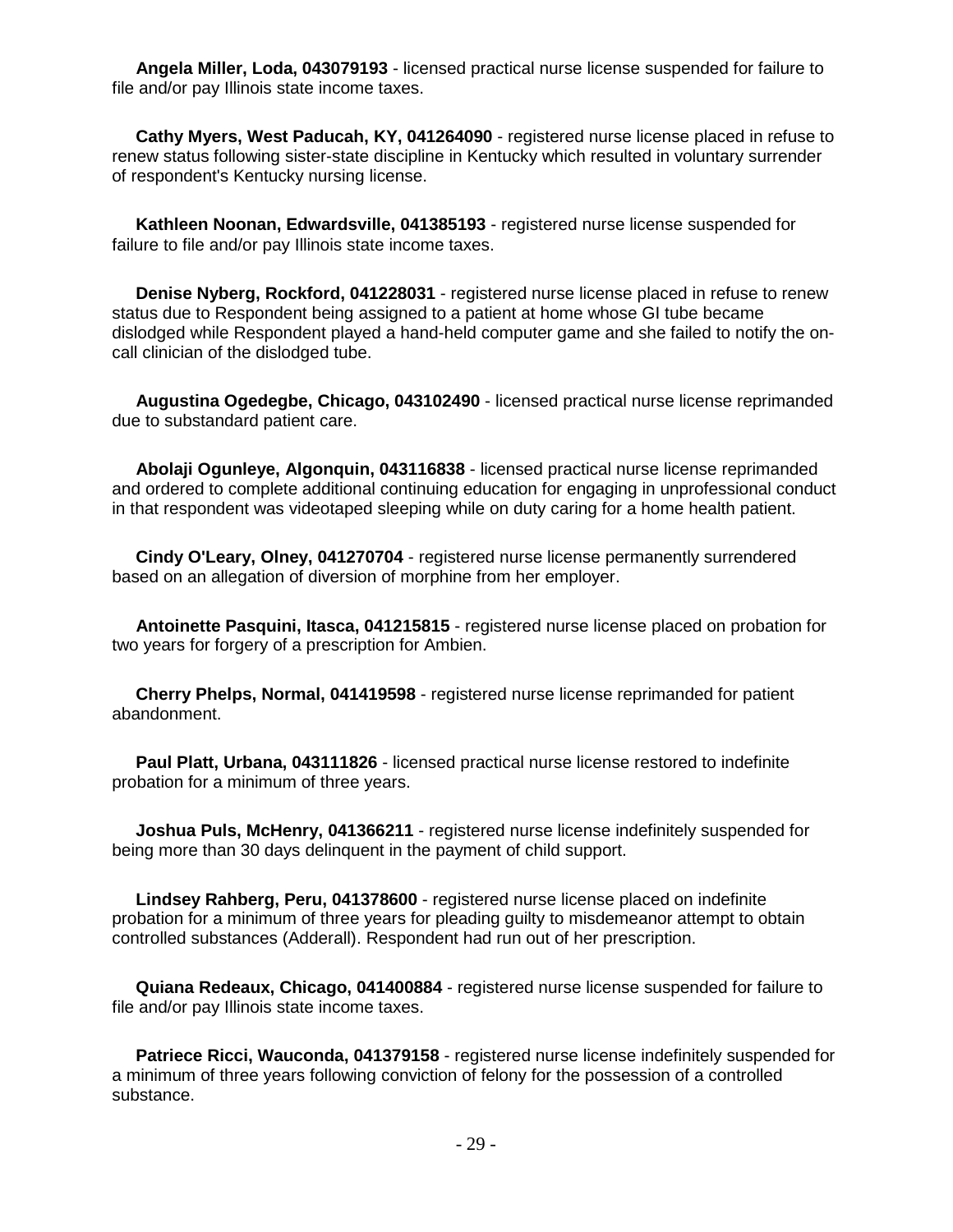**Angela Miller, Loda, 043079193** - licensed practical nurse license suspended for failure to file and/or pay Illinois state income taxes.

**Cathy Myers, West Paducah, KY, 041264090** - registered nurse license placed in refuse to renew status following sister-state discipline in Kentucky which resulted in voluntary surrender of respondent's Kentucky nursing license.

**Kathleen Noonan, Edwardsville, 041385193** - registered nurse license suspended for failure to file and/or pay Illinois state income taxes.

**Denise Nyberg, Rockford, 041228031** - registered nurse license placed in refuse to renew status due to Respondent being assigned to a patient at home whose GI tube became dislodged while Respondent played a hand-held computer game and she failed to notify the on-call clinician of the dislodged tube.

**Augustina Ogedegbe, Chicago, 043102490** - licensed practical nurse license reprimanded due to substandard patient care.

**Abolaji Ogunleye, Algonquin, 043116838** - licensed practical nurse license reprimanded and ordered to complete additional continuing education for engaging in unprofessional conduct in that respondent was videotaped sleeping while on duty caring for a home health patient.

**Cindy O'Leary, Olney, 041270704** - registered nurse license permanently surrendered based on an allegation of diversion of morphine from her employer.

**Antoinette Pasquini, Itasca, 041215815** - registered nurse license placed on probation for two years for forgery of a prescription for Ambien.

**Cherry Phelps, Normal, 041419598** - registered nurse license reprimanded for patient abandonment.

**Paul Platt, Urbana, 043111826** - licensed practical nurse license restored to indefinite probation for a minimum of three years.

**Joshua Puls, McHenry, 041366211** - registered nurse license indefinitely suspended for being more than 30 days delinquent in the payment of child support.

**Lindsey Rahberg, Peru, 041378600** - registered nurse license placed on indefinite probation for a minimum of three years for pleading guilty to misdemeanor attempt to obtain controlled substances (Adderall). Respondent had run out of her prescription.

**Quiana Redeaux, Chicago, 041400884** - registered nurse license suspended for failure to file and/or pay Illinois state income taxes.

**Patriece Ricci, Wauconda, 041379158** - registered nurse license indefinitely suspended for a minimum of three years following conviction of felony for the possession of a controlled substance.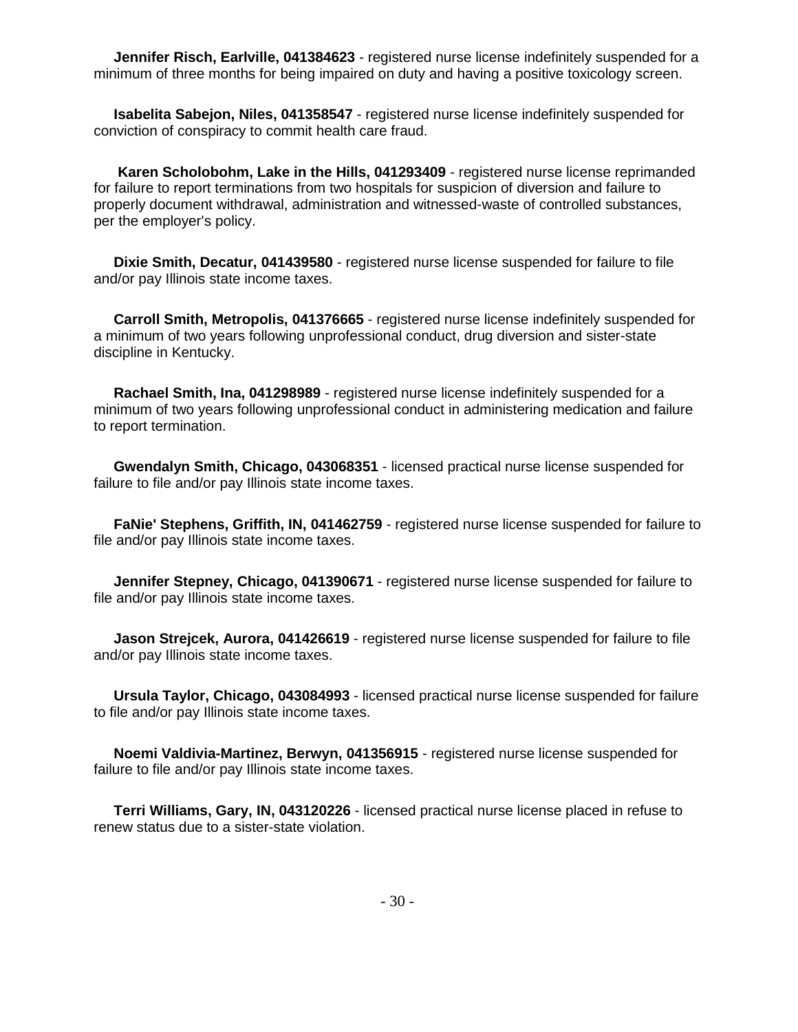**Jennifer Risch, Earlville, 041384623** - registered nurse license indefinitely suspended for a minimum of three months for being impaired on duty and having a positive toxicology screen.

**Isabelita Sabejon, Niles, 041358547** - registered nurse license indefinitely suspended for conviction of conspiracy to commit health care fraud.

**Karen Scholobohm, Lake in the Hills, 041293409** - registered nurse license reprimanded for failure to report terminations from two hospitals for suspicion of diversion and failure to properly document withdrawal, administration and witnessed-waste of controlled substances, per the employer's policy.

**Dixie Smith, Decatur, 041439580** - registered nurse license suspended for failure to file and/or pay Illinois state income taxes.

**Carroll Smith, Metropolis, 041376665** - registered nurse license indefinitely suspended for a minimum of two years following unprofessional conduct, drug diversion and sister-state discipline in Kentucky.

**Rachael Smith, Ina, 041298989** - registered nurse license indefinitely suspended for a minimum of two years following unprofessional conduct in administering medication and failure to report termination.

**Gwendalyn Smith, Chicago, 043068351** - licensed practical nurse license suspended for failure to file and/or pay Illinois state income taxes.

**FaNie' Stephens, Griffith, IN, 041462759** - registered nurse license suspended for failure to file and/or pay Illinois state income taxes.

**Jennifer Stepney, Chicago, 041390671** - registered nurse license suspended for failure to file and/or pay Illinois state income taxes.

**Jason Strejcek, Aurora, 041426619** - registered nurse license suspended for failure to file and/or pay Illinois state income taxes.

**Ursula Taylor, Chicago, 043084993** - licensed practical nurse license suspended for failure to file and/or pay Illinois state income taxes.

**Noemi Valdivia-Martinez, Berwyn, 041356915** - registered nurse license suspended for failure to file and/or pay Illinois state income taxes.

**Terri Williams, Gary, IN, 043120226** - licensed practical nurse license placed in refuse to renew status due to a sister-state violation.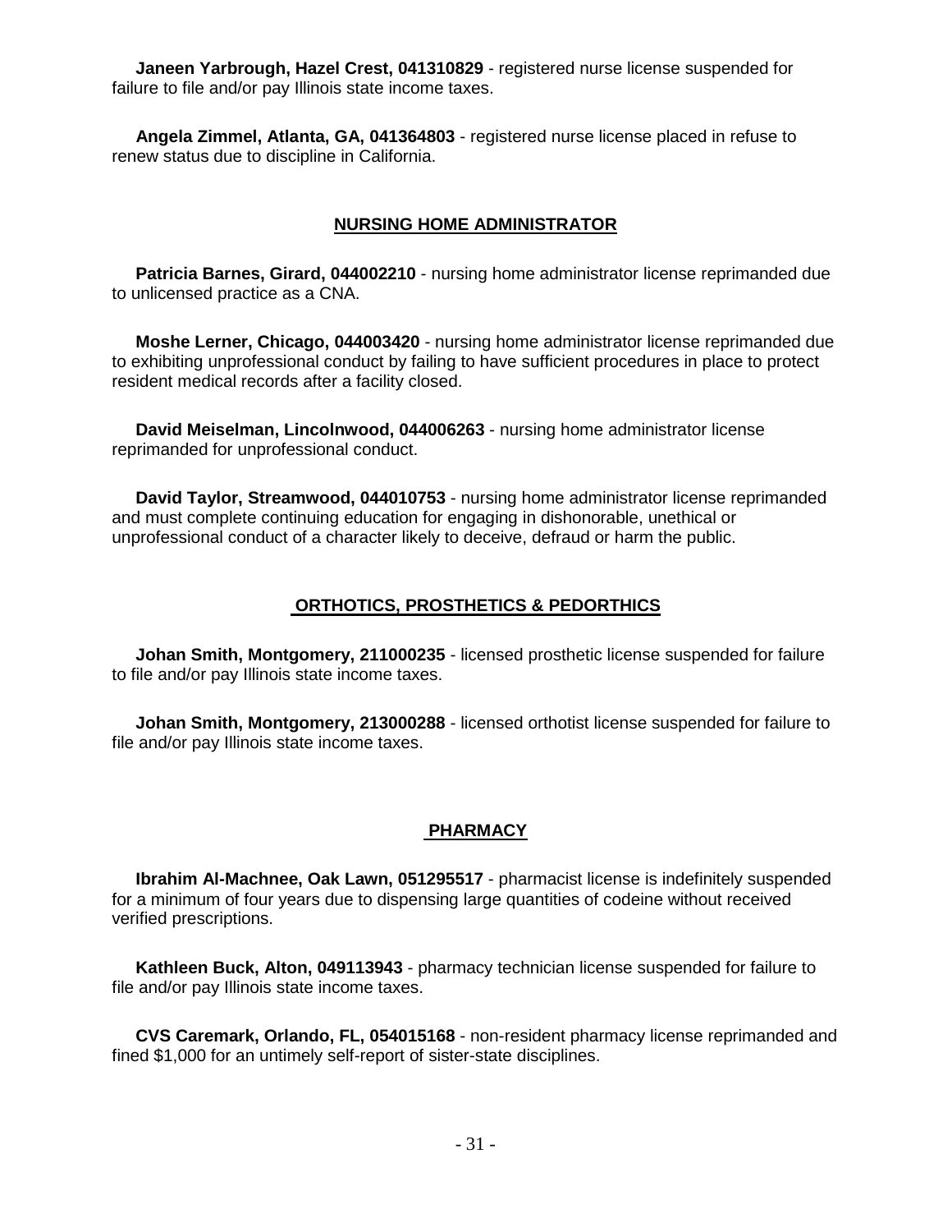**Janeen Yarbrough, Hazel Crest, 041310829** - registered nurse license suspended for failure to file and/or pay Illinois state income taxes.

**Angela Zimmel, Atlanta, GA, 041364803** - registered nurse license placed in refuse to renew status due to discipline in California.

## NURSING HOME ADMINISTRATOR

**Patricia Barnes, Girard, 044002210** - nursing home administrator license reprimanded due to unlicensed practice as a CNA.

**Moshe Lerner, Chicago, 044003420** - nursing home administrator license reprimanded due to exhibiting unprofessional conduct by failing to have sufficient procedures in place to protect resident medical records after a facility closed.

**David Meiselman, Lincolnwood, 044006263** - nursing home administrator license reprimanded for unprofessional conduct.

**David Taylor, Streamwood, 044010753** - nursing home administrator license reprimanded and must complete continuing education for engaging in dishonorable, unethical or unprofessional conduct of a character likely to deceive, defraud or harm the public.

## ORTHOTICS, PROSTHETICS & PEDORTHICS

**Johan Smith, Montgomery, 211000235** - licensed prosthetic license suspended for failure to file and/or pay Illinois state income taxes.

**Johan Smith, Montgomery, 213000288** - licensed orthotist license suspended for failure to file and/or pay Illinois state income taxes.

## PHARMACY

**Ibrahim Al-Machnee, Oak Lawn, 051295517** - pharmacist license is indefinitely suspended for a minimum of four years due to dispensing large quantities of codeine without received verified prescriptions.

**Kathleen Buck, Alton, 049113943** - pharmacy technician license suspended for failure to file and/or pay Illinois state income taxes.

**CVS Caremark, Orlando, FL, 054015168** - non-resident pharmacy license reprimanded and fined $1,000 for an untimely self-report of sister-state disciplines.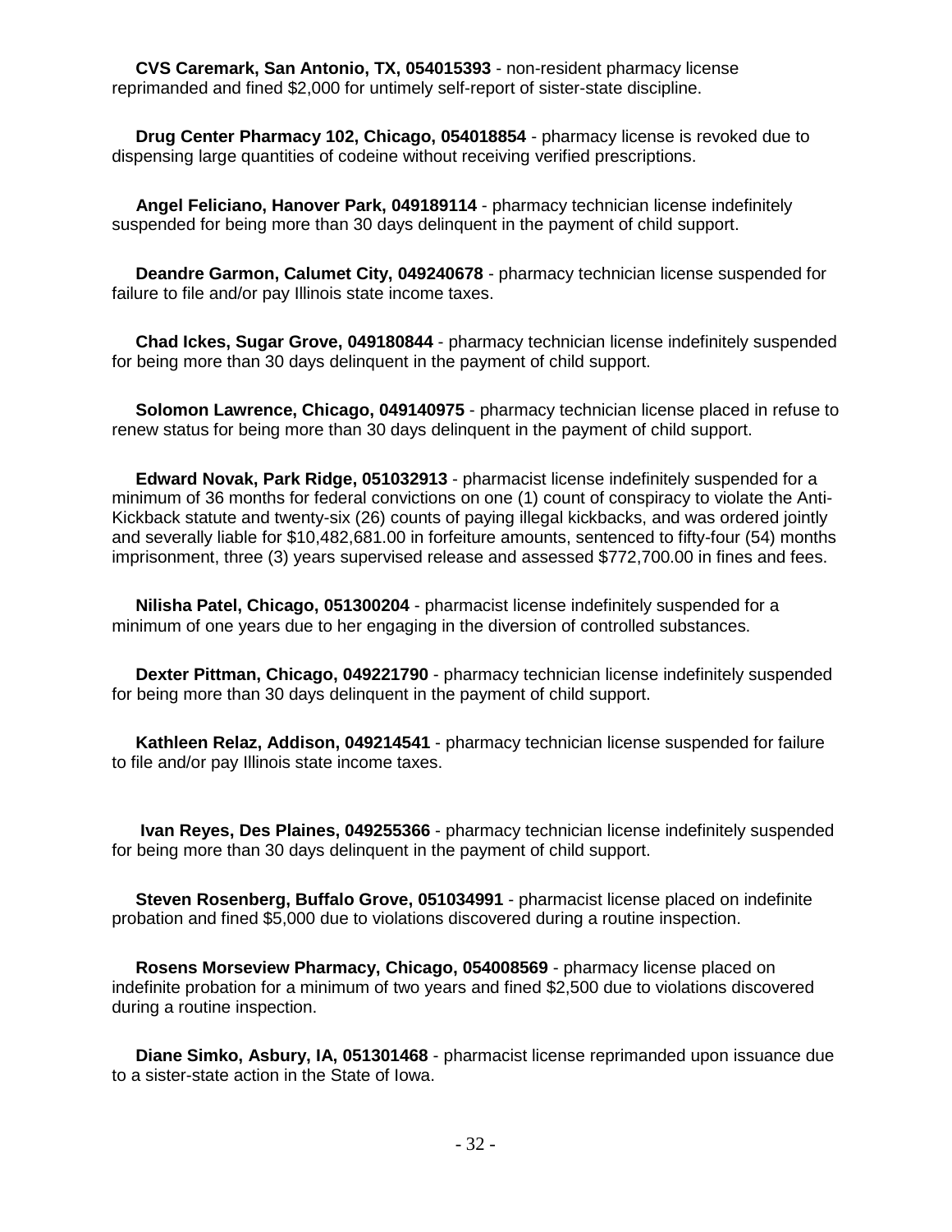**CVS Caremark, San Antonio, TX, 054015393** - non-resident pharmacy license reprimanded and fined $2,000 for untimely self-report of sister-state discipline.

**Drug Center Pharmacy 102, Chicago, 054018854** - pharmacy license is revoked due to dispensing large quantities of codeine without receiving verified prescriptions.

**Angel Feliciano, Hanover Park, 049189114** - pharmacy technician license indefinitely suspended for being more than 30 days delinquent in the payment of child support.

**Deandre Garmon, Calumet City, 049240678** - pharmacy technician license suspended for failure to file and/or pay Illinois state income taxes.

**Chad Ickes, Sugar Grove, 049180844** - pharmacy technician license indefinitely suspended for being more than 30 days delinquent in the payment of child support.

**Solomon Lawrence, Chicago, 049140975** - pharmacy technician license placed in refuse to renew status for being more than 30 days delinquent in the payment of child support.

**Edward Novak, Park Ridge, 051032913** - pharmacist license indefinitely suspended for a minimum of 36 months for federal convictions on one (1) count of conspiracy to violate the Anti-Kickback statute and twenty-six (26) counts of paying illegal kickbacks, and was ordered jointly and severally liable for $10,482,681.00 in forfeiture amounts, sentenced to fifty-four (54) months imprisonment, three (3) years supervised release and assessed $772,700.00 in fines and fees.

**Nilisha Patel, Chicago, 051300204** - pharmacist license indefinitely suspended for a minimum of one years due to her engaging in the diversion of controlled substances.

**Dexter Pittman, Chicago, 049221790** - pharmacy technician license indefinitely suspended for being more than 30 days delinquent in the payment of child support.

**Kathleen Relaz, Addison, 049214541** - pharmacy technician license suspended for failure to file and/or pay Illinois state income taxes.

**Ivan Reyes, Des Plaines, 049255366** - pharmacy technician license indefinitely suspended for being more than 30 days delinquent in the payment of child support.

**Steven Rosenberg, Buffalo Grove, 051034991** - pharmacist license placed on indefinite probation and fined $5,000 due to violations discovered during a routine inspection.

**Rosens Morseview Pharmacy, Chicago, 054008569** - pharmacy license placed on indefinite probation for a minimum of two years and fined $2,500 due to violations discovered during a routine inspection.

**Diane Simko, Asbury, IA, 051301468** - pharmacist license reprimanded upon issuance due to a sister-state action in the State of Iowa.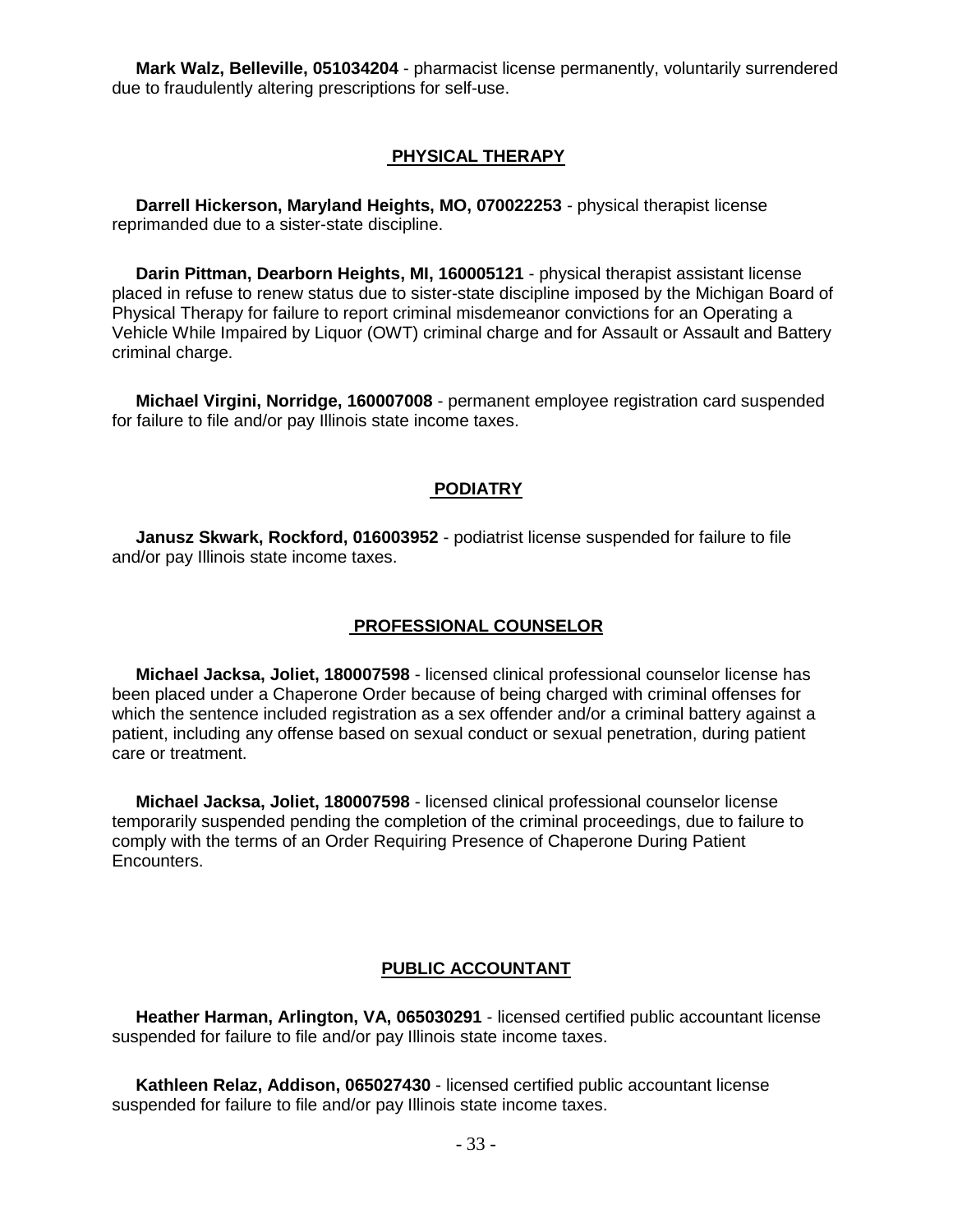**Mark Walz, Belleville, 051034204** - pharmacist license permanently, voluntarily surrendered due to fraudulently altering prescriptions for self-use.

## PHYSICAL THERAPY

**Darrell Hickerson, Maryland Heights, MO, 070022253** - physical therapist license reprimanded due to a sister-state discipline.

**Darin Pittman, Dearborn Heights, MI, 160005121** - physical therapist assistant license placed in refuse to renew status due to sister-state discipline imposed by the Michigan Board of Physical Therapy for failure to report criminal misdemeanor convictions for an Operating a Vehicle While Impaired by Liquor (OWT) criminal charge and for Assault or Assault and Battery criminal charge.

**Michael Virgini, Norridge, 160007008** - permanent employee registration card suspended for failure to file and/or pay Illinois state income taxes.

## PODIATRY

**Janusz Skwark, Rockford, 016003952** - podiatrist license suspended for failure to file and/or pay Illinois state income taxes.

## PROFESSIONAL COUNSELOR

**Michael Jacksa, Joliet, 180007598** - licensed clinical professional counselor license has been placed under a Chaperone Order because of being charged with criminal offenses for which the sentence included registration as a sex offender and/or a criminal battery against a patient, including any offense based on sexual conduct or sexual penetration, during patient care or treatment.

**Michael Jacksa, Joliet, 180007598** - licensed clinical professional counselor license temporarily suspended pending the completion of the criminal proceedings, due to failure to comply with the terms of an Order Requiring Presence of Chaperone During Patient Encounters.

## PUBLIC ACCOUNTANT

**Heather Harman, Arlington, VA, 065030291** - licensed certified public accountant license suspended for failure to file and/or pay Illinois state income taxes.

**Kathleen Relaz, Addison, 065027430** - licensed certified public accountant license suspended for failure to file and/or pay Illinois state income taxes.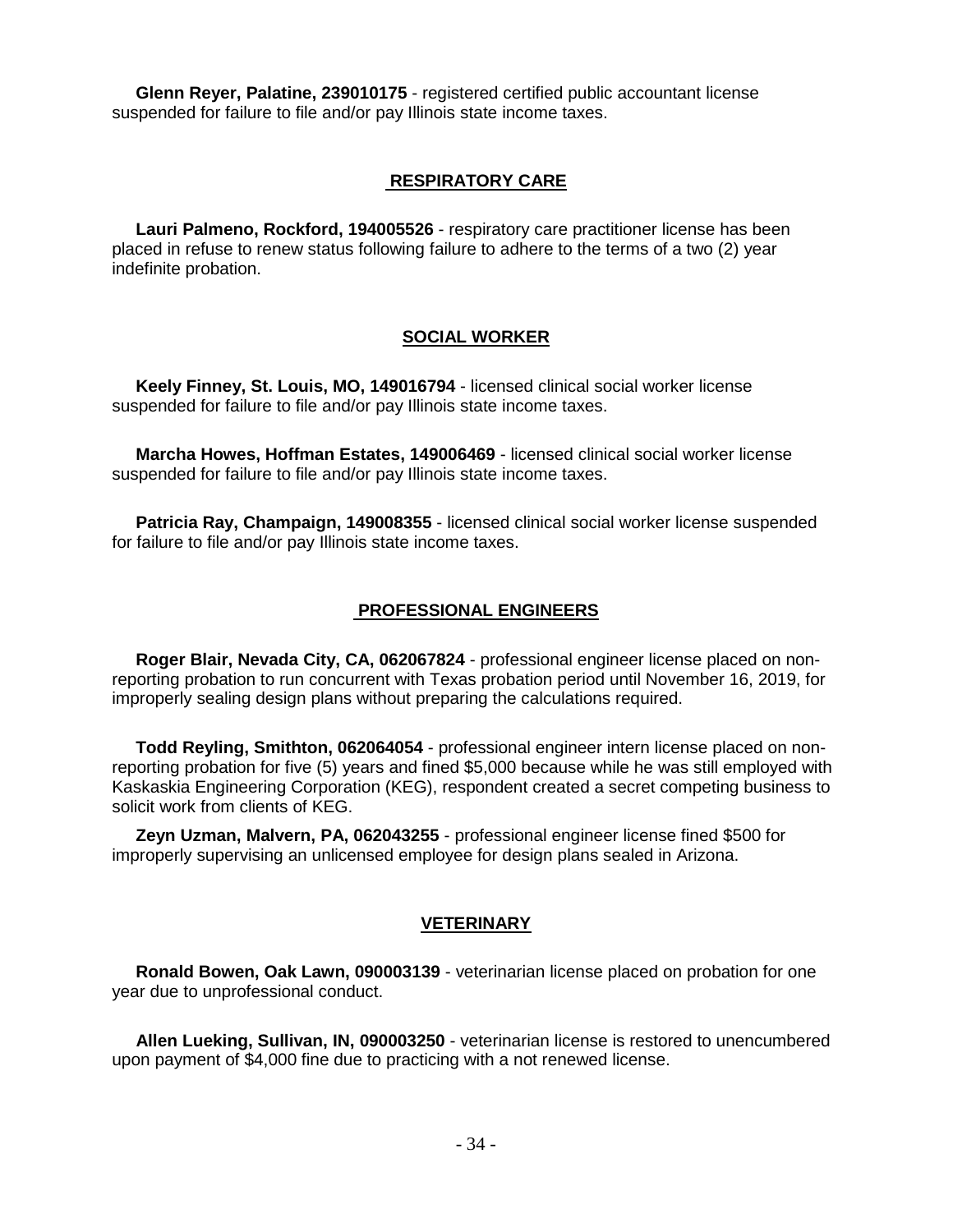**Glenn Reyer, Palatine, 239010175** - registered certified public accountant license suspended for failure to file and/or pay Illinois state income taxes.

## RESPIRATORY CARE

**Lauri Palmeno, Rockford, 194005526** - respiratory care practitioner license has been placed in refuse to renew status following failure to adhere to the terms of a two (2) year indefinite probation.

## SOCIAL WORKER

**Keely Finney, St. Louis, MO, 149016794** - licensed clinical social worker license suspended for failure to file and/or pay Illinois state income taxes.

**Marcha Howes, Hoffman Estates, 149006469** - licensed clinical social worker license suspended for failure to file and/or pay Illinois state income taxes.

**Patricia Ray, Champaign, 149008355** - licensed clinical social worker license suspended for failure to file and/or pay Illinois state income taxes.

## PROFESSIONAL ENGINEERS

**Roger Blair, Nevada City, CA, 062067824** - professional engineer license placed on non-reporting probation to run concurrent with Texas probation period until November 16, 2019, for improperly sealing design plans without preparing the calculations required.

**Todd Reyling, Smithton, 062064054** - professional engineer intern license placed on non-reporting probation for five (5) years and fined $5,000 because while he was still employed with Kaskaskia Engineering Corporation (KEG), respondent created a secret competing business to solicit work from clients of KEG.

**Zeyn Uzman, Malvern, PA, 062043255** - professional engineer license fined $500 for improperly supervising an unlicensed employee for design plans sealed in Arizona.

## VETERINARY

**Ronald Bowen, Oak Lawn, 090003139** - veterinarian license placed on probation for one year due to unprofessional conduct.

**Allen Lueking, Sullivan, IN, 090003250** - veterinarian license is restored to unencumbered upon payment of $4,000 fine due to practicing with a not renewed license.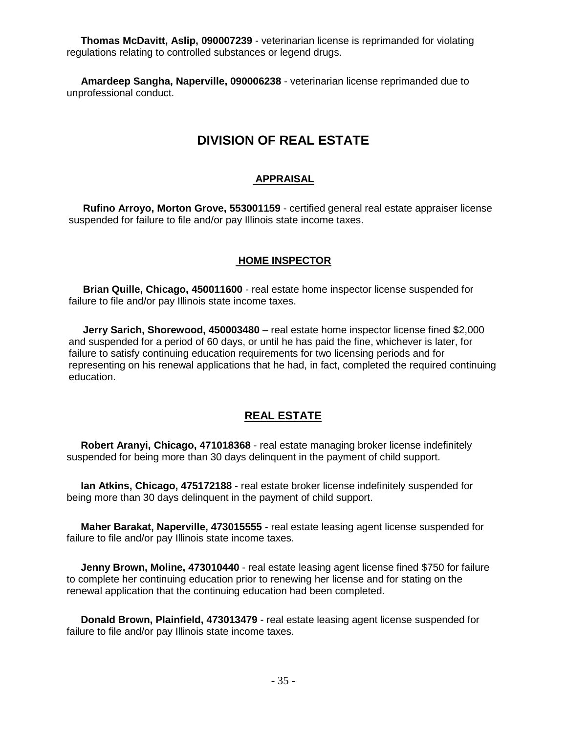**Thomas McDavitt, Aslip, 090007239** - veterinarian license is reprimanded for violating regulations relating to controlled substances or legend drugs.

**Amardeep Sangha, Naperville, 090006238** - veterinarian license reprimanded due to unprofessional conduct.

## DIVISION OF REAL ESTATE

### APPRAISAL

**Rufino Arroyo, Morton Grove, 553001159** - certified general real estate appraiser license suspended for failure to file and/or pay Illinois state income taxes.

### HOME INSPECTOR

**Brian Quille, Chicago, 450011600** - real estate home inspector license suspended for failure to file and/or pay Illinois state income taxes.

**Jerry Sarich, Shorewood, 450003480** – real estate home inspector license fined $2,000 and suspended for a period of 60 days, or until he has paid the fine, whichever is later, for failure to satisfy continuing education requirements for two licensing periods and for representing on his renewal applications that he had, in fact, completed the required continuing education.

### REAL ESTATE

**Robert Aranyi, Chicago, 471018368** - real estate managing broker license indefinitely suspended for being more than 30 days delinquent in the payment of child support.

**Ian Atkins, Chicago, 475172188** - real estate broker license indefinitely suspended for being more than 30 days delinquent in the payment of child support.

**Maher Barakat, Naperville, 473015555** - real estate leasing agent license suspended for failure to file and/or pay Illinois state income taxes.

**Jenny Brown, Moline, 473010440** - real estate leasing agent license fined $750 for failure to complete her continuing education prior to renewing her license and for stating on the renewal application that the continuing education had been completed.

**Donald Brown, Plainfield, 473013479** - real estate leasing agent license suspended for failure to file and/or pay Illinois state income taxes.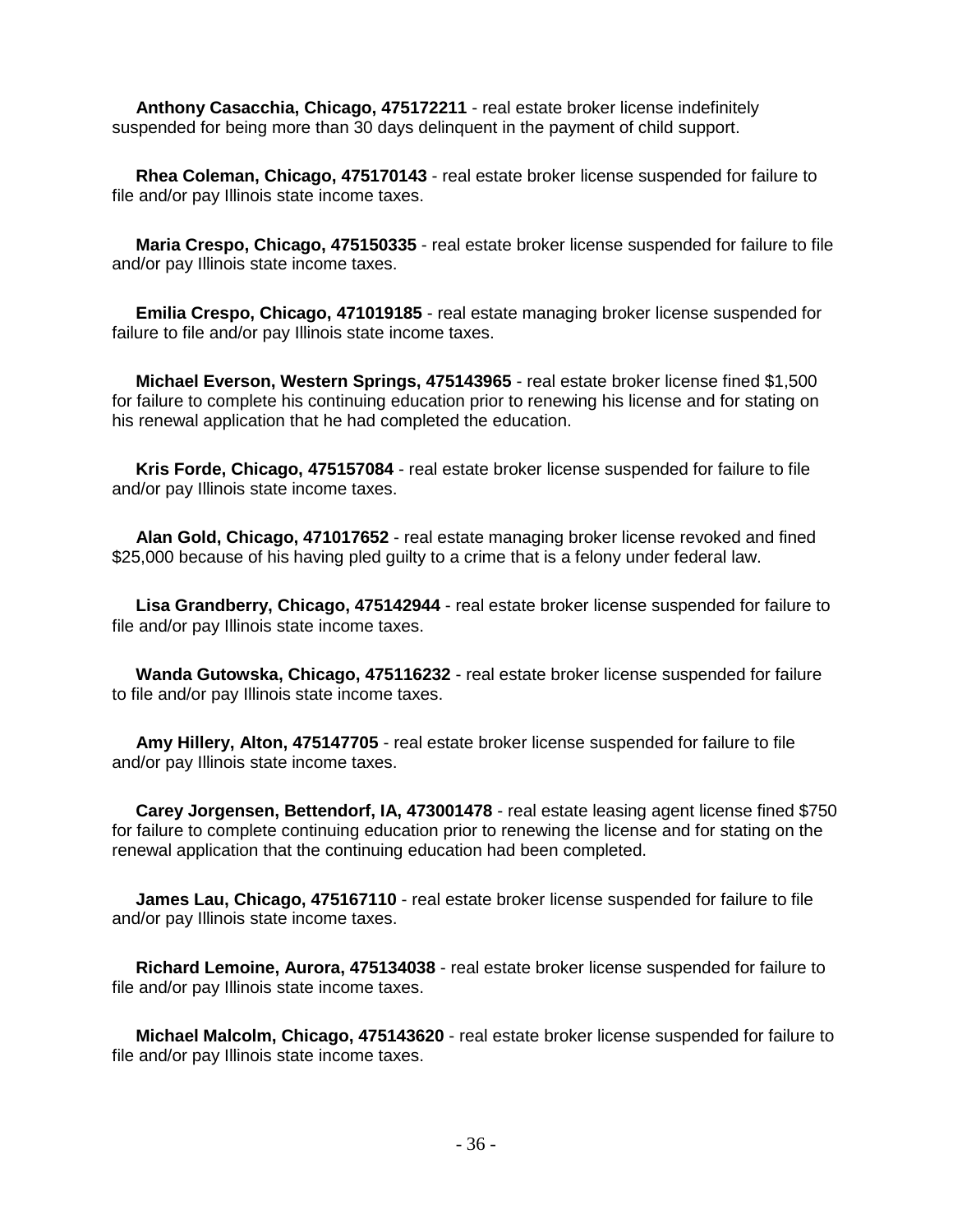**Anthony Casacchia, Chicago, 475172211** - real estate broker license indefinitely suspended for being more than 30 days delinquent in the payment of child support.

**Rhea Coleman, Chicago, 475170143** - real estate broker license suspended for failure to file and/or pay Illinois state income taxes.

**Maria Crespo, Chicago, 475150335** - real estate broker license suspended for failure to file and/or pay Illinois state income taxes.

**Emilia Crespo, Chicago, 471019185** - real estate managing broker license suspended for failure to file and/or pay Illinois state income taxes.

**Michael Everson, Western Springs, 475143965** - real estate broker license fined $1,500 for failure to complete his continuing education prior to renewing his license and for stating on his renewal application that he had completed the education.

**Kris Forde, Chicago, 475157084** - real estate broker license suspended for failure to file and/or pay Illinois state income taxes.

**Alan Gold, Chicago, 471017652** - real estate managing broker license revoked and fined $25,000 because of his having pled guilty to a crime that is a felony under federal law.

**Lisa Grandberry, Chicago, 475142944** - real estate broker license suspended for failure to file and/or pay Illinois state income taxes.

**Wanda Gutowska, Chicago, 475116232** - real estate broker license suspended for failure to file and/or pay Illinois state income taxes.

**Amy Hillery, Alton, 475147705** - real estate broker license suspended for failure to file and/or pay Illinois state income taxes.

**Carey Jorgensen, Bettendorf, IA, 473001478** - real estate leasing agent license fined $750 for failure to complete continuing education prior to renewing the license and for stating on the renewal application that the continuing education had been completed.

**James Lau, Chicago, 475167110** - real estate broker license suspended for failure to file and/or pay Illinois state income taxes.

**Richard Lemoine, Aurora, 475134038** - real estate broker license suspended for failure to file and/or pay Illinois state income taxes.

**Michael Malcolm, Chicago, 475143620** - real estate broker license suspended for failure to file and/or pay Illinois state income taxes.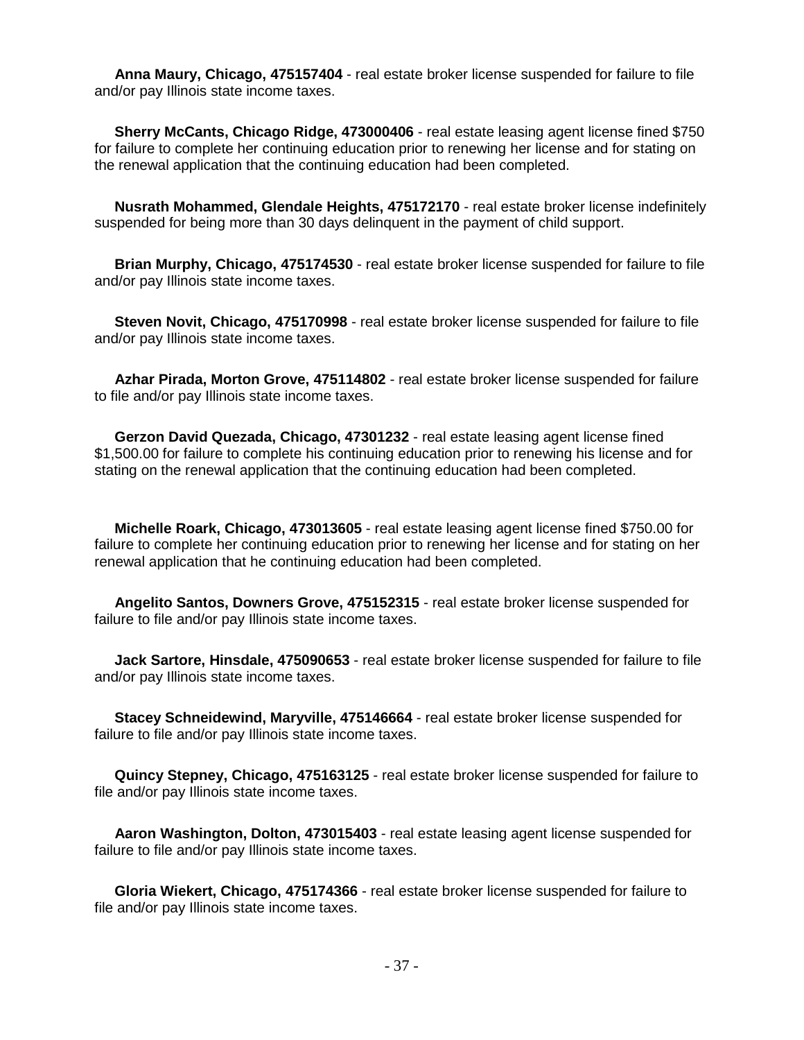**Anna Maury, Chicago, 475157404** - real estate broker license suspended for failure to file and/or pay Illinois state income taxes.

**Sherry McCants, Chicago Ridge, 473000406** - real estate leasing agent license fined $750 for failure to complete her continuing education prior to renewing her license and for stating on the renewal application that the continuing education had been completed.

**Nusrath Mohammed, Glendale Heights, 475172170** - real estate broker license indefinitely suspended for being more than 30 days delinquent in the payment of child support.

**Brian Murphy, Chicago, 475174530** - real estate broker license suspended for failure to file and/or pay Illinois state income taxes.

**Steven Novit, Chicago, 475170998** - real estate broker license suspended for failure to file and/or pay Illinois state income taxes.

**Azhar Pirada, Morton Grove, 475114802** - real estate broker license suspended for failure to file and/or pay Illinois state income taxes.

**Gerzon David Quezada, Chicago, 47301232** - real estate leasing agent license fined $1,500.00 for failure to complete his continuing education prior to renewing his license and for stating on the renewal application that the continuing education had been completed.

**Michelle Roark, Chicago, 473013605** - real estate leasing agent license fined $750.00 for failure to complete her continuing education prior to renewing her license and for stating on her renewal application that he continuing education had been completed.

**Angelito Santos, Downers Grove, 475152315** - real estate broker license suspended for failure to file and/or pay Illinois state income taxes.

**Jack Sartore, Hinsdale, 475090653** - real estate broker license suspended for failure to file and/or pay Illinois state income taxes.

**Stacey Schneidewind, Maryville, 475146664** - real estate broker license suspended for failure to file and/or pay Illinois state income taxes.

**Quincy Stepney, Chicago, 475163125** - real estate broker license suspended for failure to file and/or pay Illinois state income taxes.

**Aaron Washington, Dolton, 473015403** - real estate leasing agent license suspended for failure to file and/or pay Illinois state income taxes.

**Gloria Wiekert, Chicago, 475174366** - real estate broker license suspended for failure to file and/or pay Illinois state income taxes.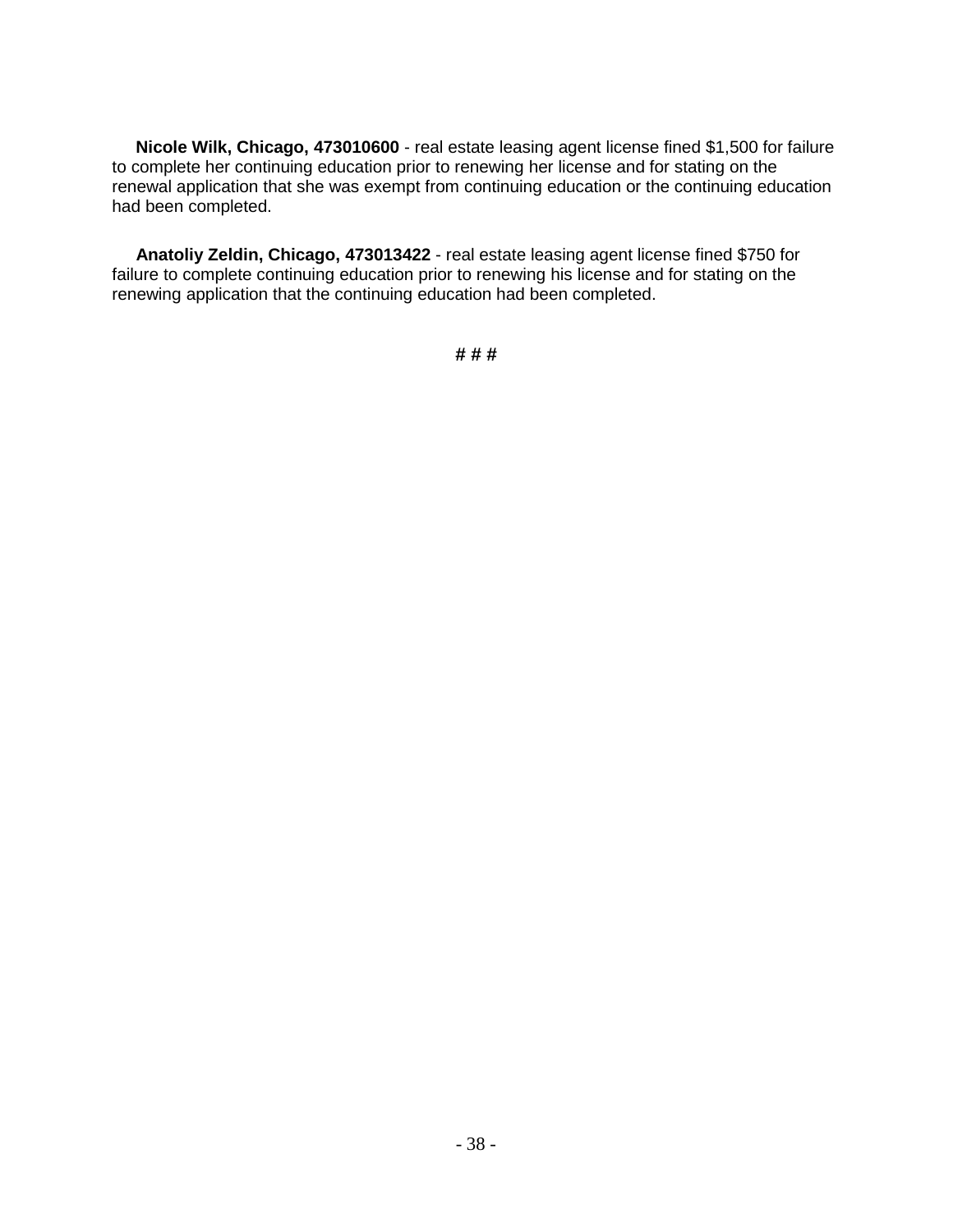**Nicole Wilk, Chicago, 473010600** - real estate leasing agent license fined $1,500 for failure to complete her continuing education prior to renewing her license and for stating on the renewal application that she was exempt from continuing education or the continuing education had been completed.

**Anatoliy Zeldin, Chicago, 473013422** - real estate leasing agent license fined $750 for failure to complete continuing education prior to renewing his license and for stating on the renewing application that the continuing education had been completed.

**# # #**